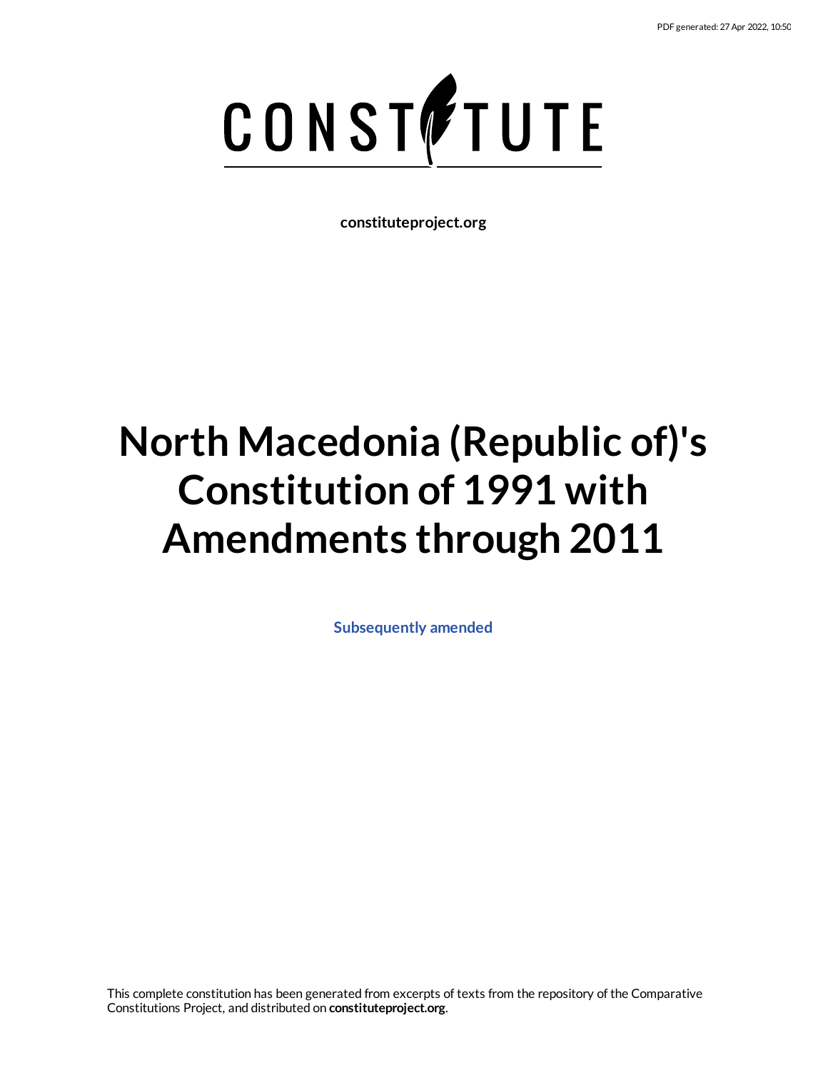PDF generated: 27 Apr 2022, 10:50

CONSTITUTE

**constituteproject.org**

# North Macedonia (Republic of)'s Constitution of 1991 with Amendments through 2011

**Subsequently amended**

This complete constitution has been generated from excerpts of texts from the repository of the Comparative Constitutions Project, and distributed on **constituteproject.org**.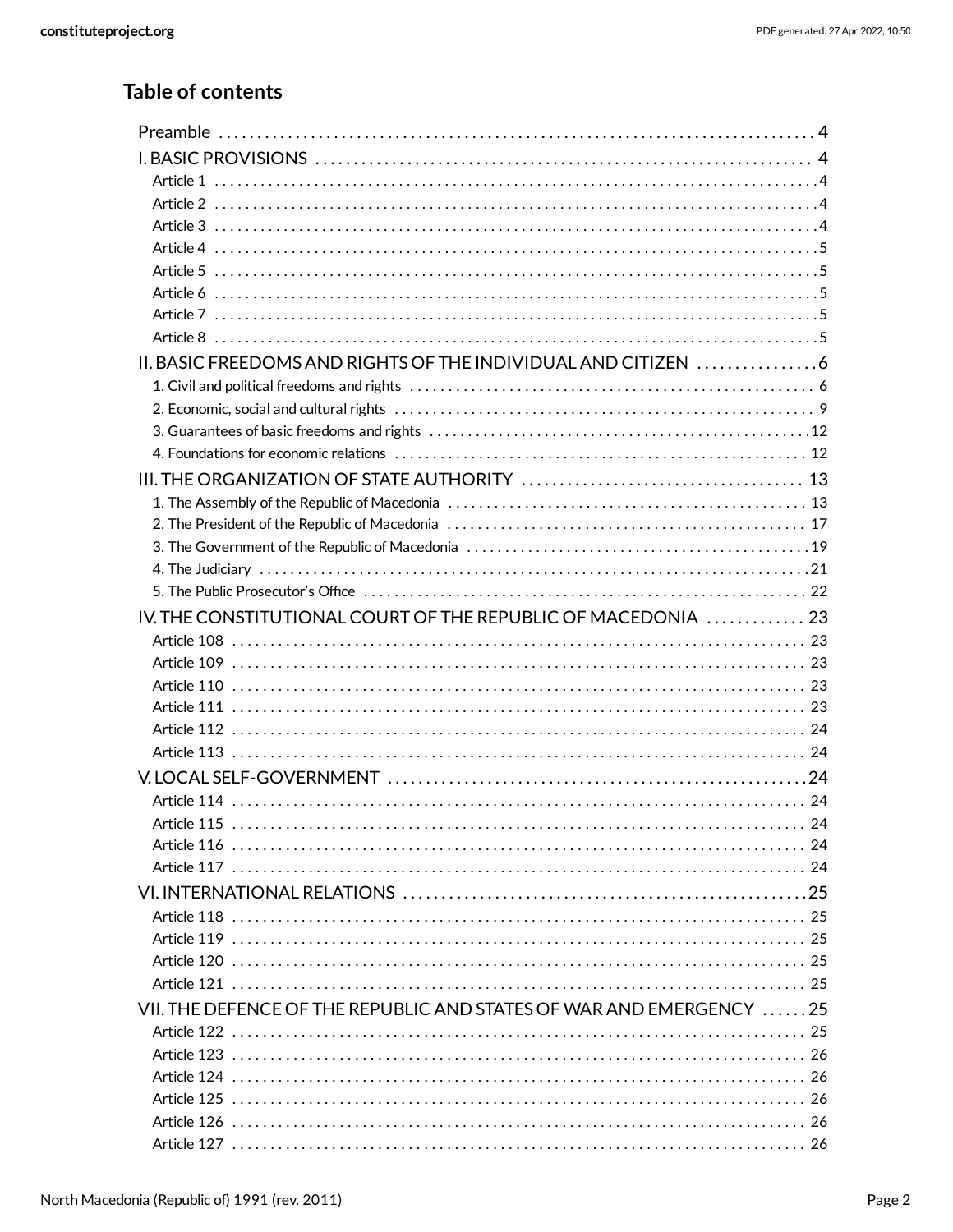## Table of contents

Preamble . . . 4

I. BASIC PROVISIONS . . . 4
- Article 1 . . . 4
- Article 2 . . . 4
- Article 3 . . . 4
- Article 4 . . . 5
- Article 5 . . . 5
- Article 6 . . . 5
- Article 7 . . . 5
- Article 8 . . . 5

II. BASIC FREEDOMS AND RIGHTS OF THE INDIVIDUAL AND CITIZEN . . . 6
- 1. Civil and political freedoms and rights . . . 6
- 2. Economic, social and cultural rights . . . 9
- 3. Guarantees of basic freedoms and rights . . . 12
- 4. Foundations for economic relations . . . 12

III. THE ORGANIZATION OF STATE AUTHORITY . . . 13
- 1. The Assembly of the Republic of Macedonia . . . 13
- 2. The President of the Republic of Macedonia . . . 17
- 3. The Government of the Republic of Macedonia . . . 19
- 4. The Judiciary . . . 21
- 5. The Public Prosecutor's Office . . . 22

IV. THE CONSTITUTIONAL COURT OF THE REPUBLIC OF MACEDONIA . . . 23
- Article 108 . . . 23
- Article 109 . . . 23
- Article 110 . . . 23
- Article 111 . . . 23
- Article 112 . . . 24
- Article 113 . . . 24

V. LOCAL SELF-GOVERNMENT . . . 24
- Article 114 . . . 24
- Article 115 . . . 24
- Article 116 . . . 24
- Article 117 . . . 24

VI. INTERNATIONAL RELATIONS . . . 25
- Article 118 . . . 25
- Article 119 . . . 25
- Article 120 . . . 25
- Article 121 . . . 25

VII. THE DEFENCE OF THE REPUBLIC AND STATES OF WAR AND EMERGENCY . . . 25
- Article 122 . . . 25
- Article 123 . . . 26
- Article 124 . . . 26
- Article 125 . . . 26
- Article 126 . . . 26
- Article 127 . . . 26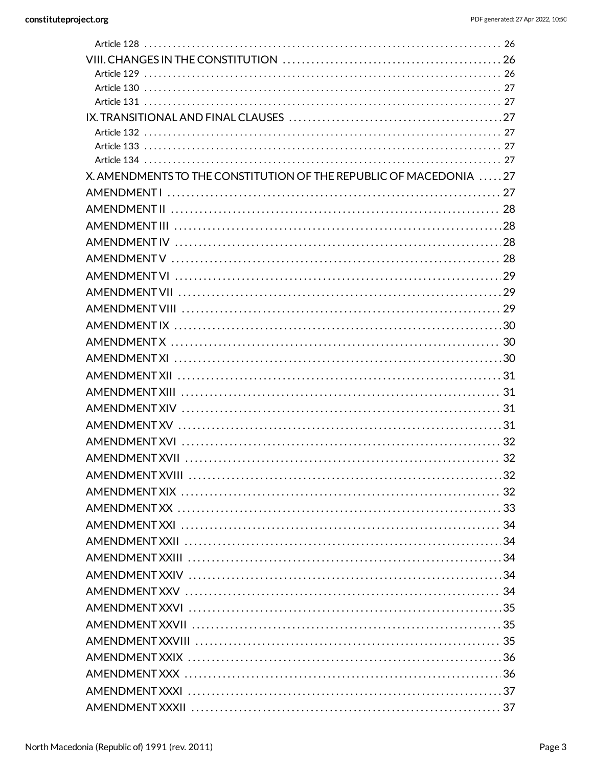Article 128 . . . . . . . . . . . . . . . . . . . . . . . . . . . . . . . . . . . . . . . . . . . . . . . . . . . . . . . . . . . . . . . . . . . . . . . . . . . . . 26
VIII. CHANGES IN THE CONSTITUTION . . . . . . . . . . . . . . . . . . . . . . . . . . . . . . . . . . . . . . . . . . . . . 26
Article 129 . . . . . . . . . . . . . . . . . . . . . . . . . . . . . . . . . . . . . . . . . . . . . . . . . . . . . . . . . . . . . . . . . . . . . . . . . . . . . 26
Article 130 . . . . . . . . . . . . . . . . . . . . . . . . . . . . . . . . . . . . . . . . . . . . . . . . . . . . . . . . . . . . . . . . . . . . . . . . . . . . . 27
Article 131 . . . . . . . . . . . . . . . . . . . . . . . . . . . . . . . . . . . . . . . . . . . . . . . . . . . . . . . . . . . . . . . . . . . . . . . . . . . . . 27
IX. TRANSITIONAL AND FINAL CLAUSES . . . . . . . . . . . . . . . . . . . . . . . . . . . . . . . . . . . . . . . . . . . . 27
Article 132 . . . . . . . . . . . . . . . . . . . . . . . . . . . . . . . . . . . . . . . . . . . . . . . . . . . . . . . . . . . . . . . . . . . . . . . . . . . . . 27
Article 133 . . . . . . . . . . . . . . . . . . . . . . . . . . . . . . . . . . . . . . . . . . . . . . . . . . . . . . . . . . . . . . . . . . . . . . . . . . . . . 27
Article 134 . . . . . . . . . . . . . . . . . . . . . . . . . . . . . . . . . . . . . . . . . . . . . . . . . . . . . . . . . . . . . . . . . . . . . . . . . . . . . 27
X. AMENDMENTS TO THE CONSTITUTION OF THE REPUBLIC OF MACEDONIA . . . . . 27
AMENDMENT I . . . . . . . . . . . . . . . . . . . . . . . . . . . . . . . . . . . . . . . . . . . . . . . . . . . . . . . . . . . . . . . . . . . 27
AMENDMENT II . . . . . . . . . . . . . . . . . . . . . . . . . . . . . . . . . . . . . . . . . . . . . . . . . . . . . . . . . . . . . . . . . . 28
AMENDMENT III . . . . . . . . . . . . . . . . . . . . . . . . . . . . . . . . . . . . . . . . . . . . . . . . . . . . . . . . . . . . . . . . . 28
AMENDMENT IV . . . . . . . . . . . . . . . . . . . . . . . . . . . . . . . . . . . . . . . . . . . . . . . . . . . . . . . . . . . . . . . . . 28
AMENDMENT V . . . . . . . . . . . . . . . . . . . . . . . . . . . . . . . . . . . . . . . . . . . . . . . . . . . . . . . . . . . . . . . . . . 28
AMENDMENT VI . . . . . . . . . . . . . . . . . . . . . . . . . . . . . . . . . . . . . . . . . . . . . . . . . . . . . . . . . . . . . . . . . 29
AMENDMENT VII . . . . . . . . . . . . . . . . . . . . . . . . . . . . . . . . . . . . . . . . . . . . . . . . . . . . . . . . . . . . . . . . 29
AMENDMENT VIII . . . . . . . . . . . . . . . . . . . . . . . . . . . . . . . . . . . . . . . . . . . . . . . . . . . . . . . . . . . . . . . 29
AMENDMENT IX . . . . . . . . . . . . . . . . . . . . . . . . . . . . . . . . . . . . . . . . . . . . . . . . . . . . . . . . . . . . . . . . . 30
AMENDMENT X . . . . . . . . . . . . . . . . . . . . . . . . . . . . . . . . . . . . . . . . . . . . . . . . . . . . . . . . . . . . . . . . . . 30
AMENDMENT XI . . . . . . . . . . . . . . . . . . . . . . . . . . . . . . . . . . . . . . . . . . . . . . . . . . . . . . . . . . . . . . . . . 30
AMENDMENT XII . . . . . . . . . . . . . . . . . . . . . . . . . . . . . . . . . . . . . . . . . . . . . . . . . . . . . . . . . . . . . . . . 31
AMENDMENT XIII . . . . . . . . . . . . . . . . . . . . . . . . . . . . . . . . . . . . . . . . . . . . . . . . . . . . . . . . . . . . . . . 31
AMENDMENT XIV . . . . . . . . . . . . . . . . . . . . . . . . . . . . . . . . . . . . . . . . . . . . . . . . . . . . . . . . . . . . . . . 31
AMENDMENT XV . . . . . . . . . . . . . . . . . . . . . . . . . . . . . . . . . . . . . . . . . . . . . . . . . . . . . . . . . . . . . . . . 31
AMENDMENT XVI . . . . . . . . . . . . . . . . . . . . . . . . . . . . . . . . . . . . . . . . . . . . . . . . . . . . . . . . . . . . . . . 32
AMENDMENT XVII . . . . . . . . . . . . . . . . . . . . . . . . . . . . . . . . . . . . . . . . . . . . . . . . . . . . . . . . . . . . . . 32
AMENDMENT XVIII . . . . . . . . . . . . . . . . . . . . . . . . . . . . . . . . . . . . . . . . . . . . . . . . . . . . . . . . . . . . . 32
AMENDMENT XIX . . . . . . . . . . . . . . . . . . . . . . . . . . . . . . . . . . . . . . . . . . . . . . . . . . . . . . . . . . . . . . . 32
AMENDMENT XX . . . . . . . . . . . . . . . . . . . . . . . . . . . . . . . . . . . . . . . . . . . . . . . . . . . . . . . . . . . . . . . . 33
AMENDMENT XXI . . . . . . . . . . . . . . . . . . . . . . . . . . . . . . . . . . . . . . . . . . . . . . . . . . . . . . . . . . . . . . . 34
AMENDMENT XXII . . . . . . . . . . . . . . . . . . . . . . . . . . . . . . . . . . . . . . . . . . . . . . . . . . . . . . . . . . . . . . 34
AMENDMENT XXIII . . . . . . . . . . . . . . . . . . . . . . . . . . . . . . . . . . . . . . . . . . . . . . . . . . . . . . . . . . . . . 34
AMENDMENT XXIV . . . . . . . . . . . . . . . . . . . . . . . . . . . . . . . . . . . . . . . . . . . . . . . . . . . . . . . . . . . . . 34
AMENDMENT XXV . . . . . . . . . . . . . . . . . . . . . . . . . . . . . . . . . . . . . . . . . . . . . . . . . . . . . . . . . . . . . . 34
AMENDMENT XXVI . . . . . . . . . . . . . . . . . . . . . . . . . . . . . . . . . . . . . . . . . . . . . . . . . . . . . . . . . . . . . 35
AMENDMENT XXVII . . . . . . . . . . . . . . . . . . . . . . . . . . . . . . . . . . . . . . . . . . . . . . . . . . . . . . . . . . . . 35
AMENDMENT XXVIII . . . . . . . . . . . . . . . . . . . . . . . . . . . . . . . . . . . . . . . . . . . . . . . . . . . . . . . . . . . 35
AMENDMENT XXIX . . . . . . . . . . . . . . . . . . . . . . . . . . . . . . . . . . . . . . . . . . . . . . . . . . . . . . . . . . . . . 36
AMENDMENT XXX . . . . . . . . . . . . . . . . . . . . . . . . . . . . . . . . . . . . . . . . . . . . . . . . . . . . . . . . . . . . . . 36
AMENDMENT XXXI . . . . . . . . . . . . . . . . . . . . . . . . . . . . . . . . . . . . . . . . . . . . . . . . . . . . . . . . . . . . . 37
AMENDMENT XXXII . . . . . . . . . . . . . . . . . . . . . . . . . . . . . . . . . . . . . . . . . . . . . . . . . . . . . . . . . . . . 37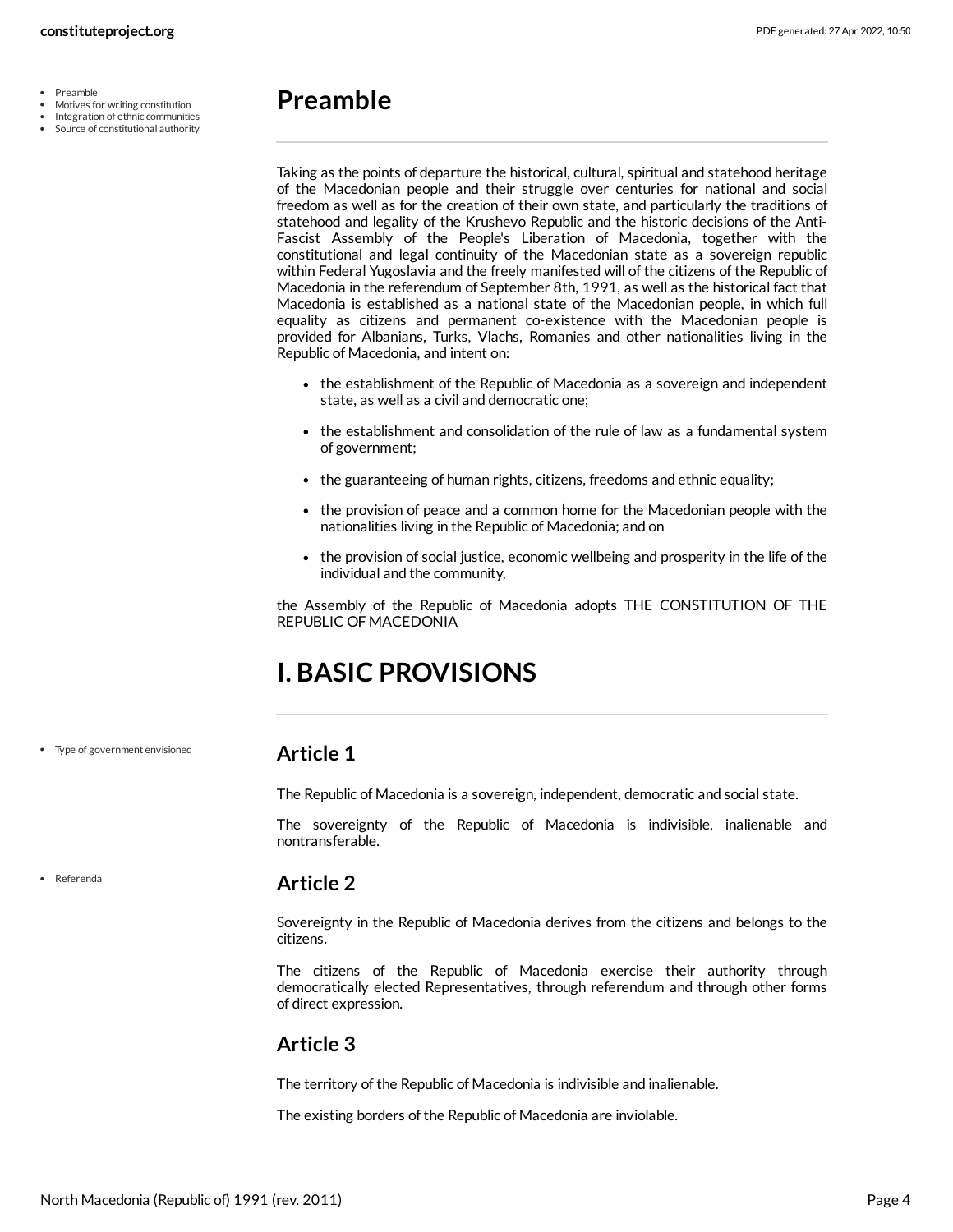- Preamble
- Motives for writing constitution
- Integration of ethnic communities
- Source of constitutional authority

# Preamble

Taking as the points of departure the historical, cultural, spiritual and statehood heritage of the Macedonian people and their struggle over centuries for national and social freedom as well as for the creation of their own state, and particularly the traditions of statehood and legality of the Krushevo Republic and the historic decisions of the Anti-Fascist Assembly of the People's Liberation of Macedonia, together with the constitutional and legal continuity of the Macedonian state as a sovereign republic within Federal Yugoslavia and the freely manifested will of the citizens of the Republic of Macedonia in the referendum of September 8th, 1991, as well as the historical fact that Macedonia is established as a national state of the Macedonian people, in which full equality as citizens and permanent co-existence with the Macedonian people is provided for Albanians, Turks, Vlachs, Romanies and other nationalities living in the Republic of Macedonia, and intent on:

- the establishment of the Republic of Macedonia as a sovereign and independent state, as well as a civil and democratic one;
- the establishment and consolidation of the rule of law as a fundamental system of government;
- the guaranteeing of human rights, citizens, freedoms and ethnic equality;
- the provision of peace and a common home for the Macedonian people with the nationalities living in the Republic of Macedonia; and on
- the provision of social justice, economic wellbeing and prosperity in the life of the individual and the community,

the Assembly of the Republic of Macedonia adopts THE CONSTITUTION OF THE REPUBLIC OF MACEDONIA

# I. BASIC PROVISIONS

- Type of government envisioned

## Article 1

The Republic of Macedonia is a sovereign, independent, democratic and social state.

The sovereignty of the Republic of Macedonia is indivisible, inalienable and nontransferable.

- Referenda

## Article 2

Sovereignty in the Republic of Macedonia derives from the citizens and belongs to the citizens.

The citizens of the Republic of Macedonia exercise their authority through democratically elected Representatives, through referendum and through other forms of direct expression.

## Article 3

The territory of the Republic of Macedonia is indivisible and inalienable.

The existing borders of the Republic of Macedonia are inviolable.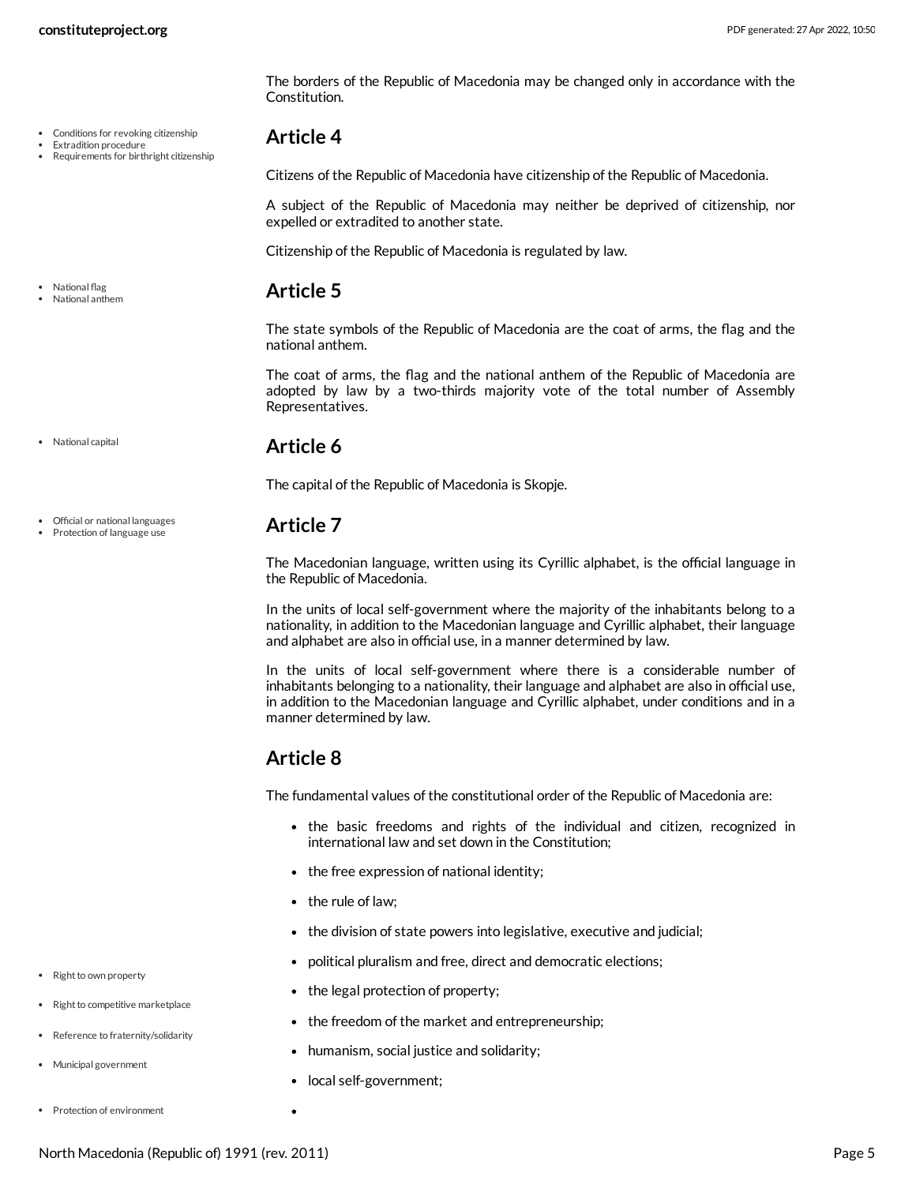The borders of the Republic of Macedonia may be changed only in accordance with the Constitution.

- Conditions for revoking citizenship
- Extradition procedure
- Requirements for birthright citizenship

## Article 4

Citizens of the Republic of Macedonia have citizenship of the Republic of Macedonia.

A subject of the Republic of Macedonia may neither be deprived of citizenship, nor expelled or extradited to another state.

Citizenship of the Republic of Macedonia is regulated by law.

- National flag
- National anthem

## Article 5

The state symbols of the Republic of Macedonia are the coat of arms, the flag and the national anthem.

The coat of arms, the flag and the national anthem of the Republic of Macedonia are adopted by law by a two-thirds majority vote of the total number of Assembly Representatives.

- National capital

## Article 6

The capital of the Republic of Macedonia is Skopje.

- Official or national languages
- Protection of language use

## Article 7

The Macedonian language, written using its Cyrillic alphabet, is the official language in the Republic of Macedonia.

In the units of local self-government where the majority of the inhabitants belong to a nationality, in addition to the Macedonian language and Cyrillic alphabet, their language and alphabet are also in official use, in a manner determined by law.

In the units of local self-government where there is a considerable number of inhabitants belonging to a nationality, their language and alphabet are also in official use, in addition to the Macedonian language and Cyrillic alphabet, under conditions and in a manner determined by law.

## Article 8

The fundamental values of the constitutional order of the Republic of Macedonia are:

- the basic freedoms and rights of the individual and citizen, recognized in international law and set down in the Constitution;
- the free expression of national identity;
- the rule of law;
- the division of state powers into legislative, executive and judicial;
- political pluralism and free, direct and democratic elections;
- the legal protection of property; (Right to own property)
- the freedom of the market and entrepreneurship; (Right to competitive marketplace)
- humanism, social justice and solidarity; (Reference to fraternity/solidarity)
- local self-government; (Municipal government)
- (Protection of environment)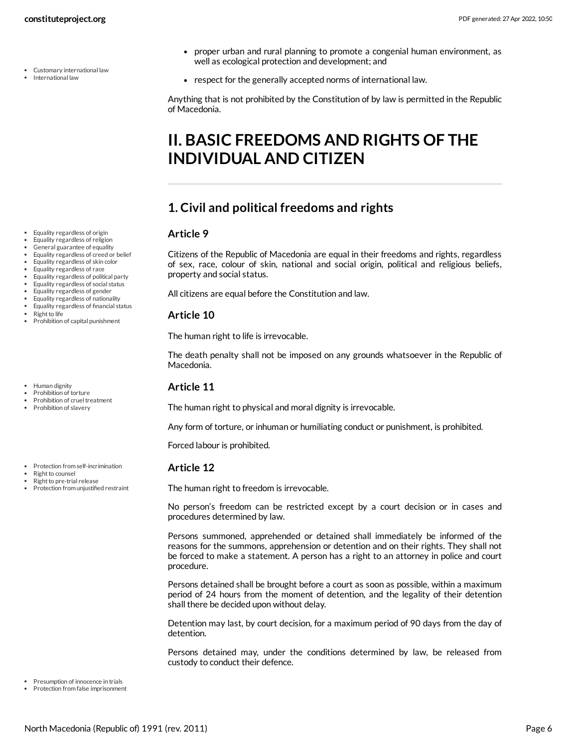- proper urban and rural planning to promote a congenial human environment, as well as ecological protection and development; and
- respect for the generally accepted norms of international law.

Anything that is not prohibited by the Constitution of by law is permitted in the Republic of Macedonia.

# II. BASIC FREEDOMS AND RIGHTS OF THE INDIVIDUAL AND CITIZEN

## 1. Civil and political freedoms and rights

### Article 9

Citizens of the Republic of Macedonia are equal in their freedoms and rights, regardless of sex, race, colour of skin, national and social origin, political and religious beliefs, property and social status.

All citizens are equal before the Constitution and law.

### Article 10

The human right to life is irrevocable.

The death penalty shall not be imposed on any grounds whatsoever in the Republic of Macedonia.

### Article 11

The human right to physical and moral dignity is irrevocable.

Any form of torture, or inhuman or humiliating conduct or punishment, is prohibited.

Forced labour is prohibited.

### Article 12

The human right to freedom is irrevocable.

No person's freedom can be restricted except by a court decision or in cases and procedures determined by law.

Persons summoned, apprehended or detained shall immediately be informed of the reasons for the summons, apprehension or detention and on their rights. They shall not be forced to make a statement. A person has a right to an attorney in police and court procedure.

Persons detained shall be brought before a court as soon as possible, within a maximum period of 24 hours from the moment of detention, and the legality of their detention shall there be decided upon without delay.

Detention may last, by court decision, for a maximum period of 90 days from the day of detention.

Persons detained may, under the conditions determined by law, be released from custody to conduct their defence.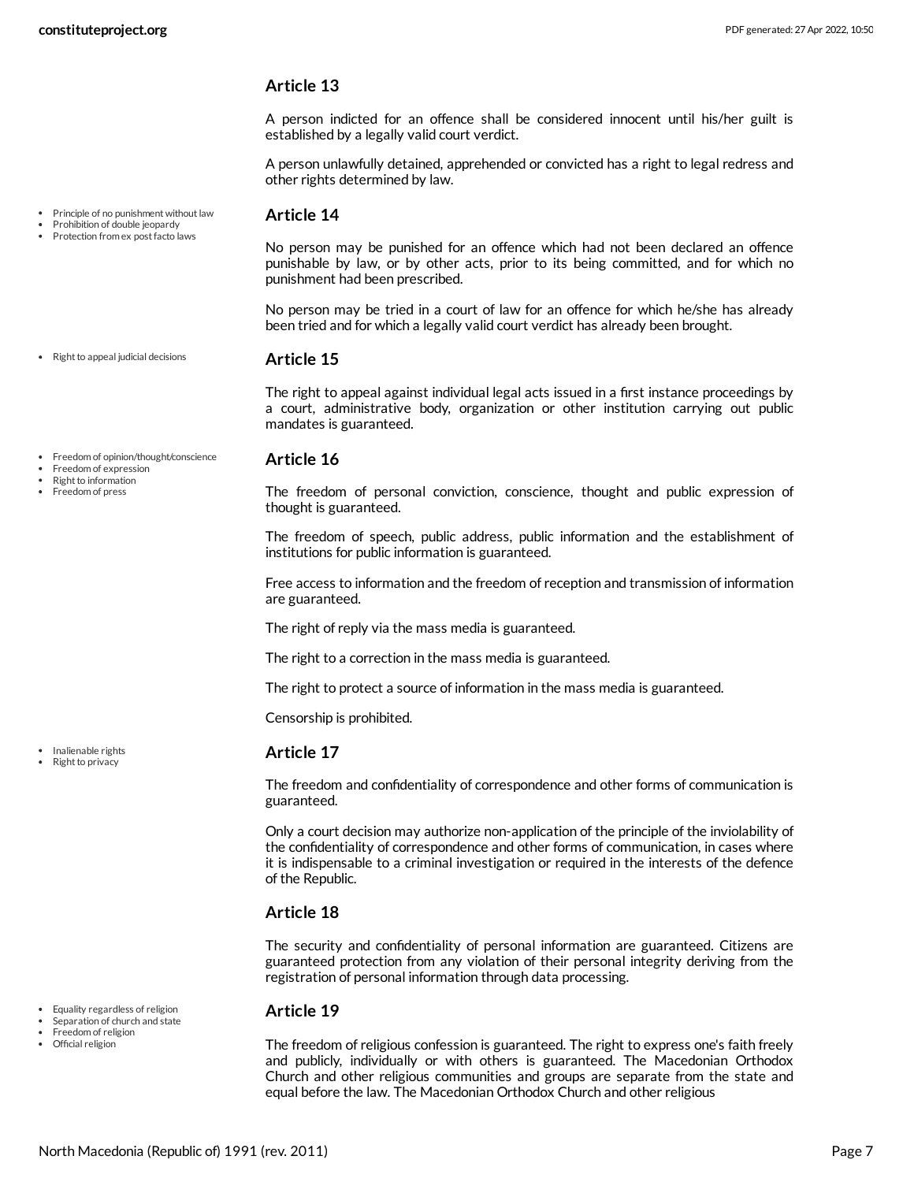### Article 13

A person indicted for an offence shall be considered innocent until his/her guilt is established by a legally valid court verdict.

A person unlawfully detained, apprehended or convicted has a right to legal redress and other rights determined by law.

- Principle of no punishment without law
- Prohibition of double jeopardy
- Protection from ex post facto laws

### Article 14

No person may be punished for an offence which had not been declared an offence punishable by law, or by other acts, prior to its being committed, and for which no punishment had been prescribed.

No person may be tried in a court of law for an offence for which he/she has already been tried and for which a legally valid court verdict has already been brought.

- Right to appeal judicial decisions

### Article 15

The right to appeal against individual legal acts issued in a first instance proceedings by a court, administrative body, organization or other institution carrying out public mandates is guaranteed.

- Freedom of opinion/thought/conscience
- Freedom of expression
- Right to information
- Freedom of press

### Article 16

The freedom of personal conviction, conscience, thought and public expression of thought is guaranteed.

The freedom of speech, public address, public information and the establishment of institutions for public information is guaranteed.

Free access to information and the freedom of reception and transmission of information are guaranteed.

The right of reply via the mass media is guaranteed.

The right to a correction in the mass media is guaranteed.

The right to protect a source of information in the mass media is guaranteed.

Censorship is prohibited.

- Inalienable rights
- Right to privacy

### Article 17

The freedom and confidentiality of correspondence and other forms of communication is guaranteed.

Only a court decision may authorize non-application of the principle of the inviolability of the confidentiality of correspondence and other forms of communication, in cases where it is indispensable to a criminal investigation or required in the interests of the defence of the Republic.

### Article 18

The security and confidentiality of personal information are guaranteed. Citizens are guaranteed protection from any violation of their personal integrity deriving from the registration of personal information through data processing.

- Equality regardless of religion
- Separation of church and state
- Freedom of religion
- Official religion

### Article 19

The freedom of religious confession is guaranteed. The right to express one's faith freely and publicly, individually or with others is guaranteed. The Macedonian Orthodox Church and other religious communities and groups are separate from the state and equal before the law. The Macedonian Orthodox Church and other religious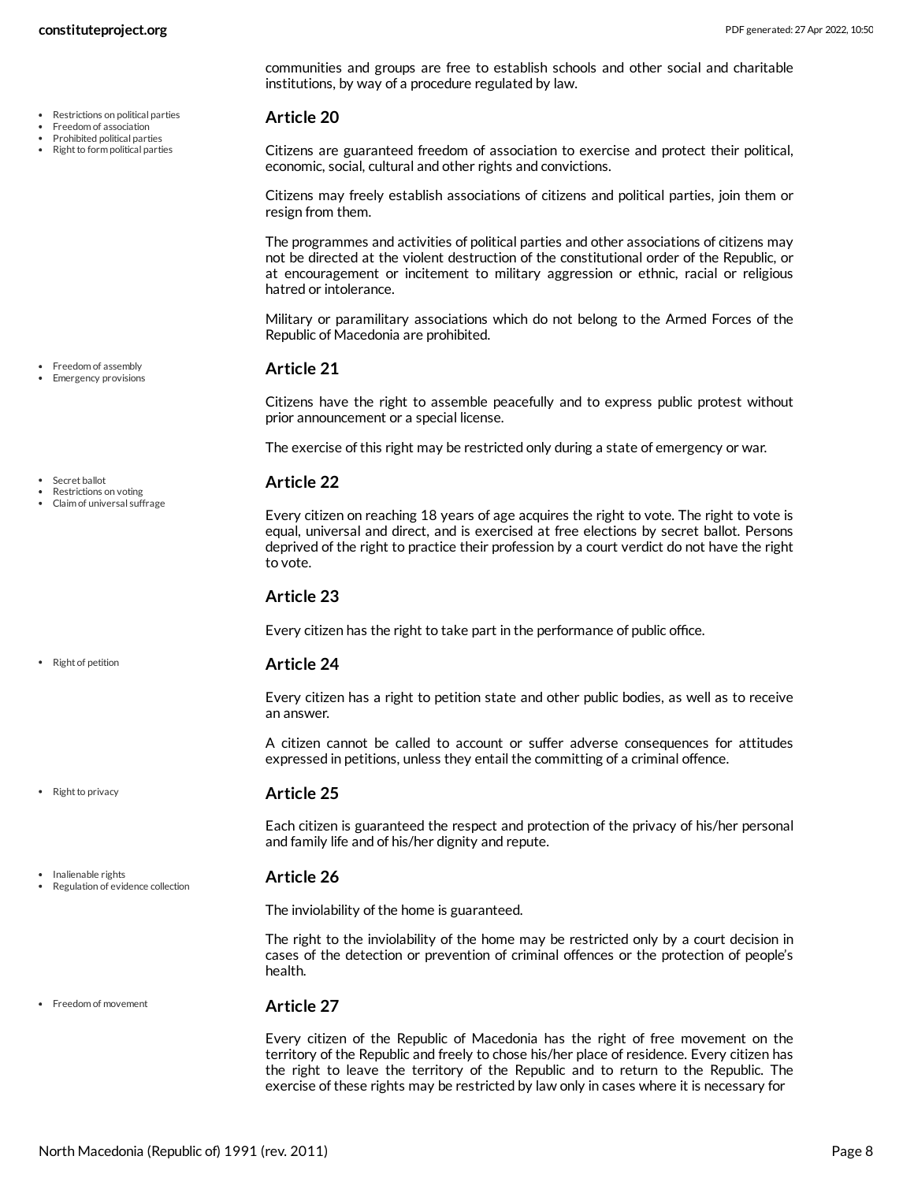communities and groups are free to establish schools and other social and charitable institutions, by way of a procedure regulated by law.

- Restrictions on political parties
- Freedom of association
- Prohibited political parties
- Right to form political parties

### Article 20

Citizens are guaranteed freedom of association to exercise and protect their political, economic, social, cultural and other rights and convictions.

Citizens may freely establish associations of citizens and political parties, join them or resign from them.

The programmes and activities of political parties and other associations of citizens may not be directed at the violent destruction of the constitutional order of the Republic, or at encouragement or incitement to military aggression or ethnic, racial or religious hatred or intolerance.

Military or paramilitary associations which do not belong to the Armed Forces of the Republic of Macedonia are prohibited.

- Freedom of assembly
- Emergency provisions

### Article 21

Citizens have the right to assemble peacefully and to express public protest without prior announcement or a special license.

The exercise of this right may be restricted only during a state of emergency or war.

- Secret ballot
- Restrictions on voting
- Claim of universal suffrage

### Article 22

Every citizen on reaching 18 years of age acquires the right to vote. The right to vote is equal, universal and direct, and is exercised at free elections by secret ballot. Persons deprived of the right to practice their profession by a court verdict do not have the right to vote.

### Article 23

Every citizen has the right to take part in the performance of public office.

- Right of petition

### Article 24

Every citizen has a right to petition state and other public bodies, as well as to receive an answer.

A citizen cannot be called to account or suffer adverse consequences for attitudes expressed in petitions, unless they entail the committing of a criminal offence.

- Right to privacy

### Article 25

Each citizen is guaranteed the respect and protection of the privacy of his/her personal and family life and of his/her dignity and repute.

- Inalienable rights
- Regulation of evidence collection

### Article 26

The inviolability of the home is guaranteed.

The right to the inviolability of the home may be restricted only by a court decision in cases of the detection or prevention of criminal offences or the protection of people's health.

- Freedom of movement

### Article 27

Every citizen of the Republic of Macedonia has the right of free movement on the territory of the Republic and freely to chose his/her place of residence. Every citizen has the right to leave the territory of the Republic and to return to the Republic. The exercise of these rights may be restricted by law only in cases where it is necessary for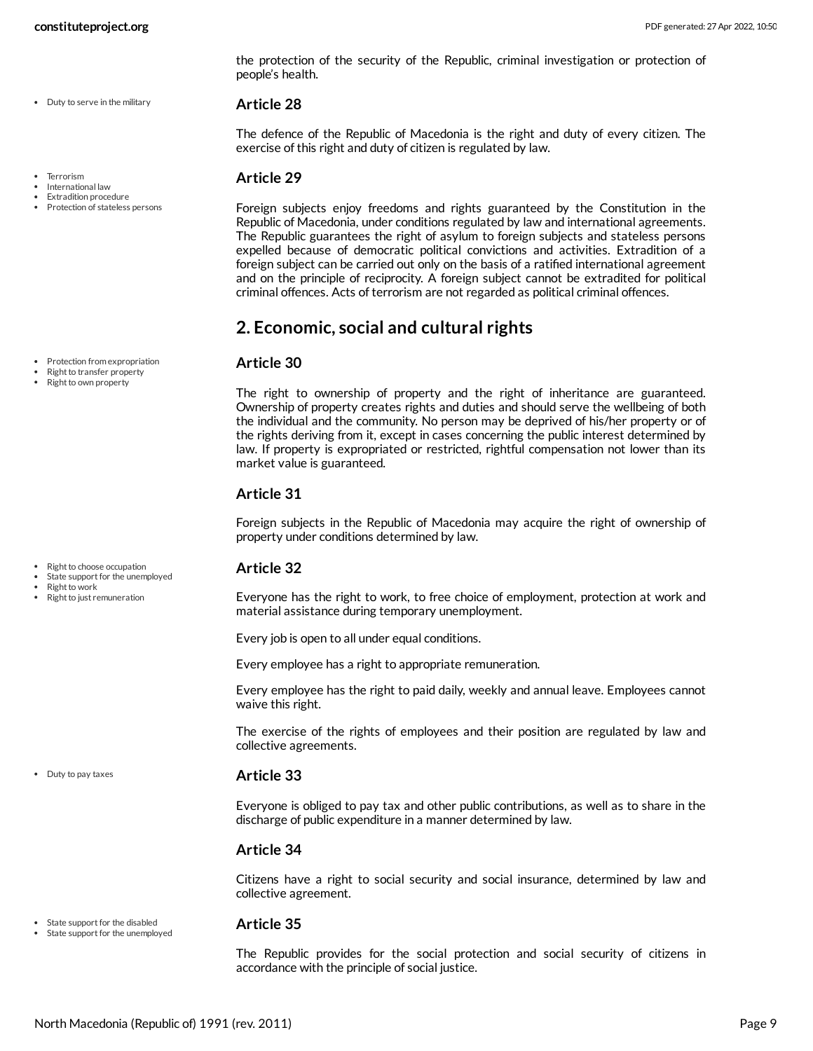the protection of the security of the Republic, criminal investigation or protection of people's health.

- Duty to serve in the military

### Article 28

The defence of the Republic of Macedonia is the right and duty of every citizen. The exercise of this right and duty of citizen is regulated by law.

- Terrorism
- International law
- Extradition procedure
- Protection of stateless persons

### Article 29

Foreign subjects enjoy freedoms and rights guaranteed by the Constitution in the Republic of Macedonia, under conditions regulated by law and international agreements. The Republic guarantees the right of asylum to foreign subjects and stateless persons expelled because of democratic political convictions and activities. Extradition of a foreign subject can be carried out only on the basis of a ratified international agreement and on the principle of reciprocity. A foreign subject cannot be extradited for political criminal offences. Acts of terrorism are not regarded as political criminal offences.

## 2. Economic, social and cultural rights

- Protection from expropriation
- Right to transfer property
- Right to own property

### Article 30

The right to ownership of property and the right of inheritance are guaranteed. Ownership of property creates rights and duties and should serve the wellbeing of both the individual and the community. No person may be deprived of his/her property or of the rights deriving from it, except in cases concerning the public interest determined by law. If property is expropriated or restricted, rightful compensation not lower than its market value is guaranteed.

### Article 31

Foreign subjects in the Republic of Macedonia may acquire the right of ownership of property under conditions determined by law.

- Right to choose occupation
- State support for the unemployed
- Right to work
- Right to just remuneration

### Article 32

Everyone has the right to work, to free choice of employment, protection at work and material assistance during temporary unemployment.

Every job is open to all under equal conditions.

Every employee has a right to appropriate remuneration.

Every employee has the right to paid daily, weekly and annual leave. Employees cannot waive this right.

The exercise of the rights of employees and their position are regulated by law and collective agreements.

- Duty to pay taxes

### Article 33

Everyone is obliged to pay tax and other public contributions, as well as to share in the discharge of public expenditure in a manner determined by law.

### Article 34

Citizens have a right to social security and social insurance, determined by law and collective agreement.

- State support for the disabled
- State support for the unemployed

### Article 35

The Republic provides for the social protection and social security of citizens in accordance with the principle of social justice.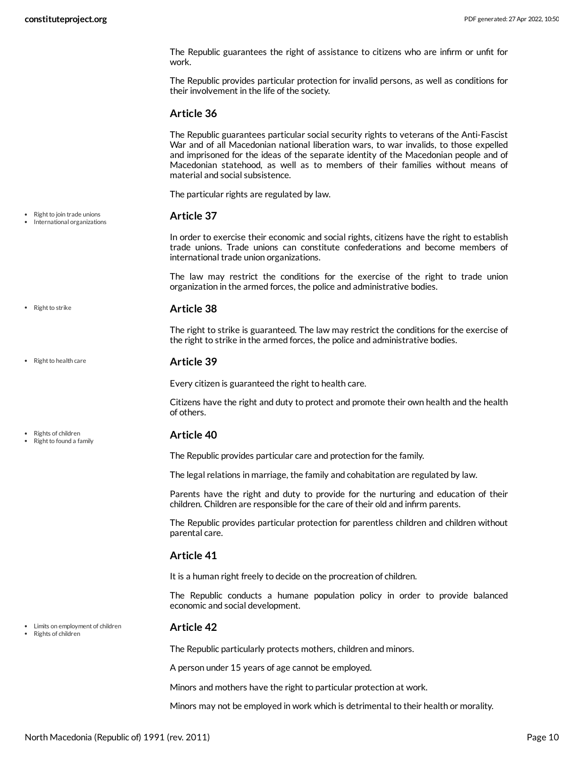The Republic guarantees the right of assistance to citizens who are infirm or unfit for work.

The Republic provides particular protection for invalid persons, as well as conditions for their involvement in the life of the society.

### Article 36

The Republic guarantees particular social security rights to veterans of the Anti-Fascist War and of all Macedonian national liberation wars, to war invalids, to those expelled and imprisoned for the ideas of the separate identity of the Macedonian people and of Macedonian statehood, as well as to members of their families without means of material and social subsistence.

The particular rights are regulated by law.

- Right to join trade unions
- International organizations

### Article 37

In order to exercise their economic and social rights, citizens have the right to establish trade unions. Trade unions can constitute confederations and become members of international trade union organizations.

The law may restrict the conditions for the exercise of the right to trade union organization in the armed forces, the police and administrative bodies.

- Right to strike

### Article 38

The right to strike is guaranteed. The law may restrict the conditions for the exercise of the right to strike in the armed forces, the police and administrative bodies.

- Right to health care

### Article 39

Every citizen is guaranteed the right to health care.

Citizens have the right and duty to protect and promote their own health and the health of others.

- Rights of children
- Right to found a family

### Article 40

The Republic provides particular care and protection for the family.

The legal relations in marriage, the family and cohabitation are regulated by law.

Parents have the right and duty to provide for the nurturing and education of their children. Children are responsible for the care of their old and infirm parents.

The Republic provides particular protection for parentless children and children without parental care.

### Article 41

It is a human right freely to decide on the procreation of children.

The Republic conducts a humane population policy in order to provide balanced economic and social development.

- Limits on employment of children
- Rights of children

### Article 42

The Republic particularly protects mothers, children and minors.

A person under 15 years of age cannot be employed.

Minors and mothers have the right to particular protection at work.

Minors may not be employed in work which is detrimental to their health or morality.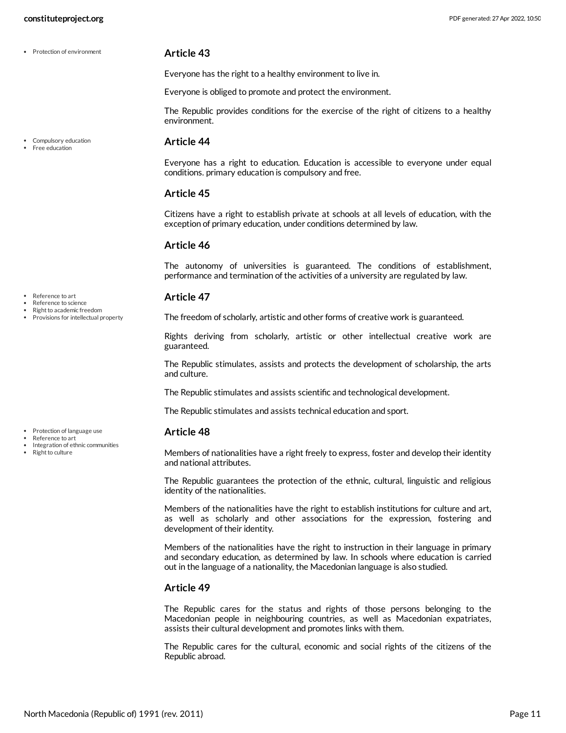- Protection of environment

### Article 43

Everyone has the right to a healthy environment to live in.

Everyone is obliged to promote and protect the environment.

The Republic provides conditions for the exercise of the right of citizens to a healthy environment.

- Compulsory education
- Free education

### Article 44

Everyone has a right to education. Education is accessible to everyone under equal conditions. primary education is compulsory and free.

### Article 45

Citizens have a right to establish private at schools at all levels of education, with the exception of primary education, under conditions determined by law.

### Article 46

The autonomy of universities is guaranteed. The conditions of establishment, performance and termination of the activities of a university are regulated by law.

- Reference to art
- Reference to science
- Right to academic freedom
- Provisions for intellectual property

### Article 47

The freedom of scholarly, artistic and other forms of creative work is guaranteed.

Rights deriving from scholarly, artistic or other intellectual creative work are guaranteed.

The Republic stimulates, assists and protects the development of scholarship, the arts and culture.

The Republic stimulates and assists scientific and technological development.

The Republic stimulates and assists technical education and sport.

- Protection of language use
- Reference to art
- Integration of ethnic communities
- Right to culture

### Article 48

Members of nationalities have a right freely to express, foster and develop their identity and national attributes.

The Republic guarantees the protection of the ethnic, cultural, linguistic and religious identity of the nationalities.

Members of the nationalities have the right to establish institutions for culture and art, as well as scholarly and other associations for the expression, fostering and development of their identity.

Members of the nationalities have the right to instruction in their language in primary and secondary education, as determined by law. In schools where education is carried out in the language of a nationality, the Macedonian language is also studied.

### Article 49

The Republic cares for the status and rights of those persons belonging to the Macedonian people in neighbouring countries, as well as Macedonian expatriates, assists their cultural development and promotes links with them.

The Republic cares for the cultural, economic and social rights of the citizens of the Republic abroad.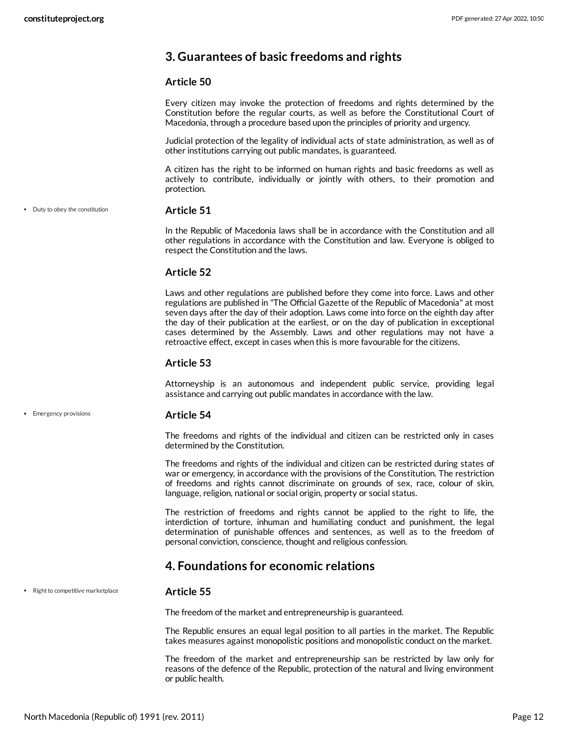## 3. Guarantees of basic freedoms and rights

### Article 50

Every citizen may invoke the protection of freedoms and rights determined by the Constitution before the regular courts, as well as before the Constitutional Court of Macedonia, through a procedure based upon the principles of priority and urgency.

Judicial protection of the legality of individual acts of state administration, as well as of other institutions carrying out public mandates, is guaranteed.

A citizen has the right to be informed on human rights and basic freedoms as well as actively to contribute, individually or jointly with others, to their promotion and protection.

- Duty to obey the constitution

### Article 51

In the Republic of Macedonia laws shall be in accordance with the Constitution and all other regulations in accordance with the Constitution and law. Everyone is obliged to respect the Constitution and the laws.

### Article 52

Laws and other regulations are published before they come into force. Laws and other regulations are published in "The Official Gazette of the Republic of Macedonia" at most seven days after the day of their adoption. Laws come into force on the eighth day after the day of their publication at the earliest, or on the day of publication in exceptional cases determined by the Assembly. Laws and other regulations may not have a retroactive effect, except in cases when this is more favourable for the citizens.

### Article 53

Attorneyship is an autonomous and independent public service, providing legal assistance and carrying out public mandates in accordance with the law.

- Emergency provisions

### Article 54

The freedoms and rights of the individual and citizen can be restricted only in cases determined by the Constitution.

The freedoms and rights of the individual and citizen can be restricted during states of war or emergency, in accordance with the provisions of the Constitution. The restriction of freedoms and rights cannot discriminate on grounds of sex, race, colour of skin, language, religion, national or social origin, property or social status.

The restriction of freedoms and rights cannot be applied to the right to life, the interdiction of torture, inhuman and humiliating conduct and punishment, the legal determination of punishable offences and sentences, as well as to the freedom of personal conviction, conscience, thought and religious confession.

## 4. Foundations for economic relations

- Right to competitive marketplace

### Article 55

The freedom of the market and entrepreneurship is guaranteed.

The Republic ensures an equal legal position to all parties in the market. The Republic takes measures against monopolistic positions and monopolistic conduct on the market.

The freedom of the market and entrepreneurship san be restricted by law only for reasons of the defence of the Republic, protection of the natural and living environment or public health.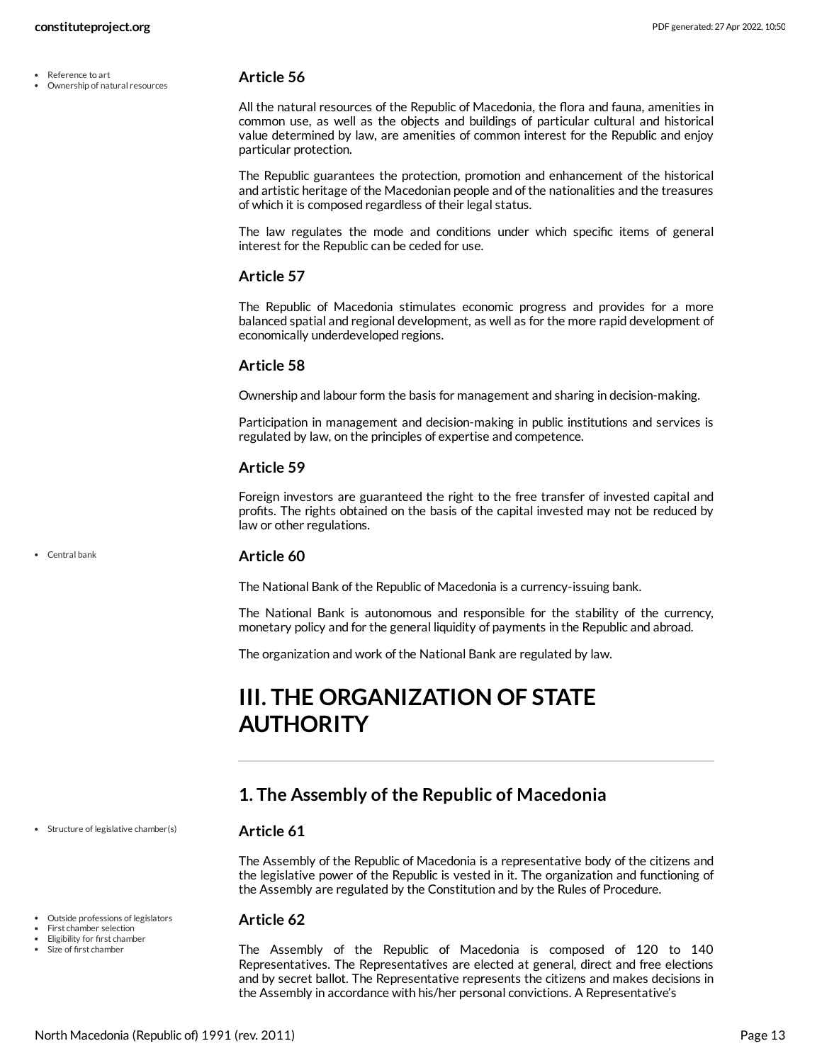- Reference to art
- Ownership of natural resources

### Article 56

All the natural resources of the Republic of Macedonia, the flora and fauna, amenities in common use, as well as the objects and buildings of particular cultural and historical value determined by law, are amenities of common interest for the Republic and enjoy particular protection.

The Republic guarantees the protection, promotion and enhancement of the historical and artistic heritage of the Macedonian people and of the nationalities and the treasures of which it is composed regardless of their legal status.

The law regulates the mode and conditions under which specific items of general interest for the Republic can be ceded for use.

### Article 57

The Republic of Macedonia stimulates economic progress and provides for a more balanced spatial and regional development, as well as for the more rapid development of economically underdeveloped regions.

### Article 58

Ownership and labour form the basis for management and sharing in decision-making.

Participation in management and decision-making in public institutions and services is regulated by law, on the principles of expertise and competence.

### Article 59

Foreign investors are guaranteed the right to the free transfer of invested capital and profits. The rights obtained on the basis of the capital invested may not be reduced by law or other regulations.

- Central bank

### Article 60

The National Bank of the Republic of Macedonia is a currency-issuing bank.

The National Bank is autonomous and responsible for the stability of the currency, monetary policy and for the general liquidity of payments in the Republic and abroad.

The organization and work of the National Bank are regulated by law.

# III. THE ORGANIZATION OF STATE AUTHORITY

## 1. The Assembly of the Republic of Macedonia

- Structure of legislative chamber(s)

### Article 61

The Assembly of the Republic of Macedonia is a representative body of the citizens and the legislative power of the Republic is vested in it. The organization and functioning of the Assembly are regulated by the Constitution and by the Rules of Procedure.

- Outside professions of legislators
- First chamber selection
- Eligibility for first chamber
- Size of first chamber

### Article 62

The Assembly of the Republic of Macedonia is composed of 120 to 140 Representatives. The Representatives are elected at general, direct and free elections and by secret ballot. The Representative represents the citizens and makes decisions in the Assembly in accordance with his/her personal convictions. A Representative's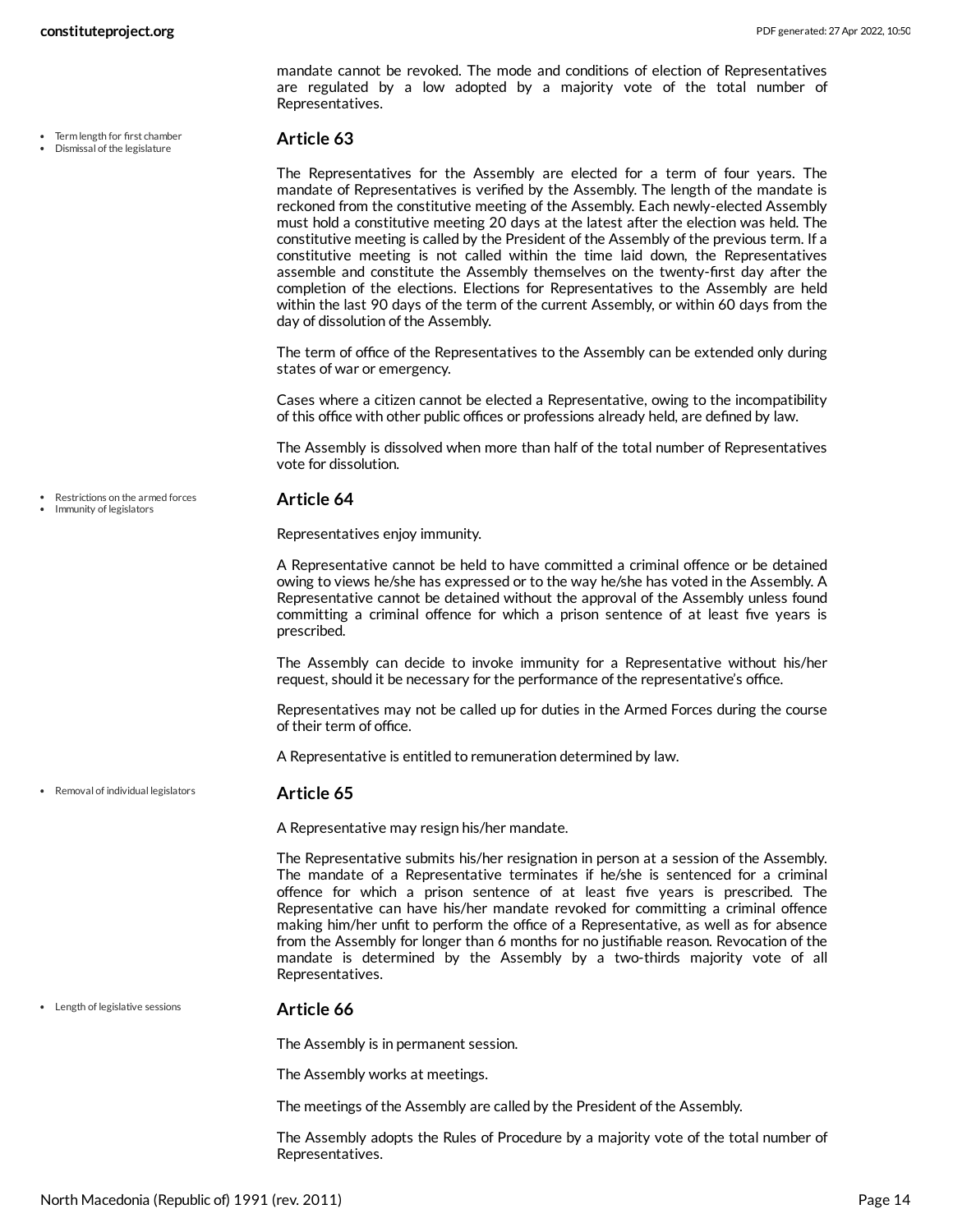mandate cannot be revoked. The mode and conditions of election of Representatives are regulated by a low adopted by a majority vote of the total number of Representatives.

- Term length for first chamber
- Dismissal of the legislature

### Article 63

The Representatives for the Assembly are elected for a term of four years. The mandate of Representatives is verified by the Assembly. The length of the mandate is reckoned from the constitutive meeting of the Assembly. Each newly-elected Assembly must hold a constitutive meeting 20 days at the latest after the election was held. The constitutive meeting is called by the President of the Assembly of the previous term. If a constitutive meeting is not called within the time laid down, the Representatives assemble and constitute the Assembly themselves on the twenty-first day after the completion of the elections. Elections for Representatives to the Assembly are held within the last 90 days of the term of the current Assembly, or within 60 days from the day of dissolution of the Assembly.

The term of office of the Representatives to the Assembly can be extended only during states of war or emergency.

Cases where a citizen cannot be elected a Representative, owing to the incompatibility of this office with other public offices or professions already held, are defined by law.

The Assembly is dissolved when more than half of the total number of Representatives vote for dissolution.

- Restrictions on the armed forces
- Immunity of legislators

### Article 64

Representatives enjoy immunity.

A Representative cannot be held to have committed a criminal offence or be detained owing to views he/she has expressed or to the way he/she has voted in the Assembly. A Representative cannot be detained without the approval of the Assembly unless found committing a criminal offence for which a prison sentence of at least five years is prescribed.

The Assembly can decide to invoke immunity for a Representative without his/her request, should it be necessary for the performance of the representative's office.

Representatives may not be called up for duties in the Armed Forces during the course of their term of office.

A Representative is entitled to remuneration determined by law.

- Removal of individual legislators

### Article 65

A Representative may resign his/her mandate.

The Representative submits his/her resignation in person at a session of the Assembly. The mandate of a Representative terminates if he/she is sentenced for a criminal offence for which a prison sentence of at least five years is prescribed. The Representative can have his/her mandate revoked for committing a criminal offence making him/her unfit to perform the office of a Representative, as well as for absence from the Assembly for longer than 6 months for no justifiable reason. Revocation of the mandate is determined by the Assembly by a two-thirds majority vote of all Representatives.

- Length of legislative sessions

### Article 66

The Assembly is in permanent session.

The Assembly works at meetings.

The meetings of the Assembly are called by the President of the Assembly.

The Assembly adopts the Rules of Procedure by a majority vote of the total number of Representatives.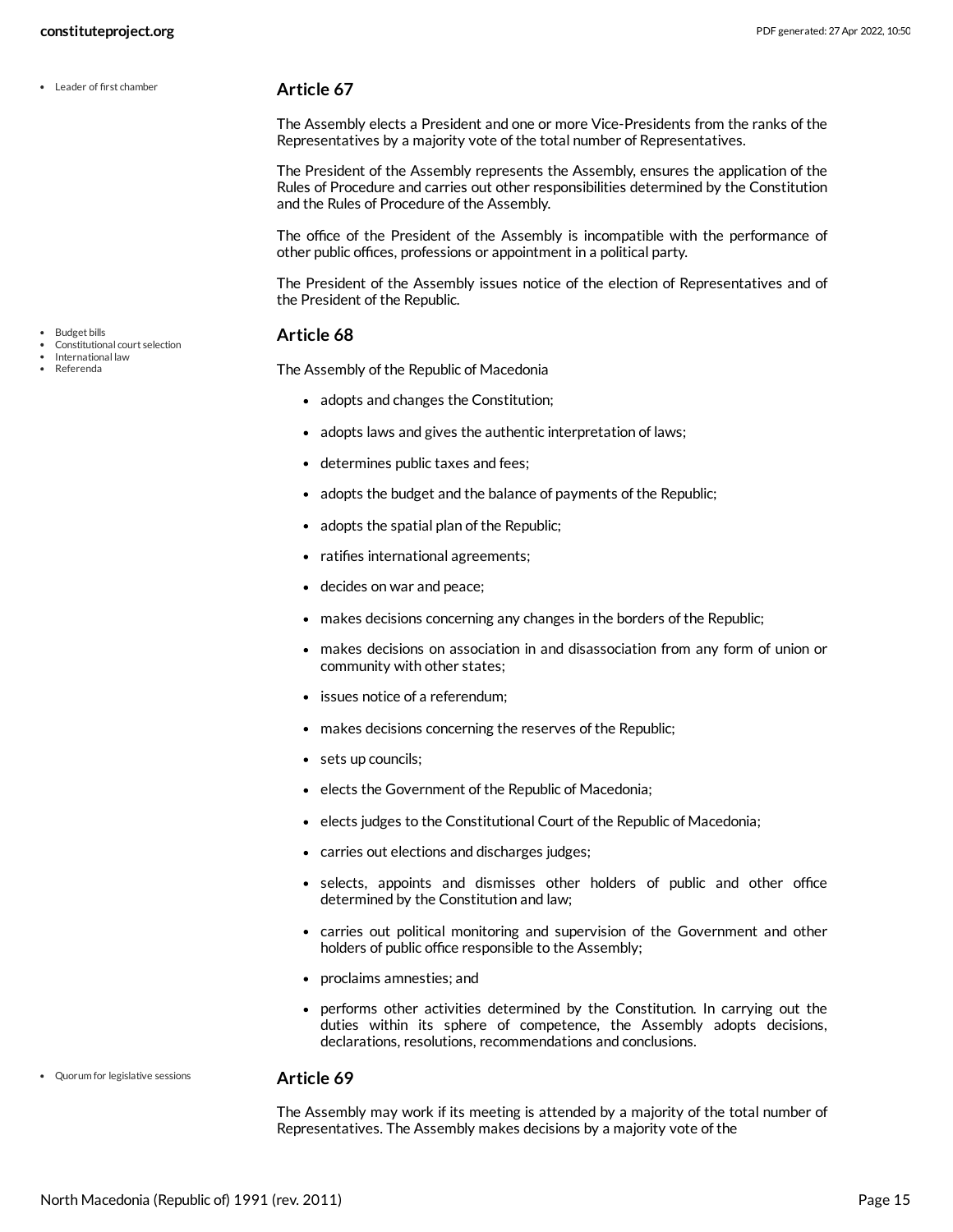- Leader of first chamber

### Article 67

The Assembly elects a President and one or more Vice-Presidents from the ranks of the Representatives by a majority vote of the total number of Representatives.

The President of the Assembly represents the Assembly, ensures the application of the Rules of Procedure and carries out other responsibilities determined by the Constitution and the Rules of Procedure of the Assembly.

The office of the President of the Assembly is incompatible with the performance of other public offices, professions or appointment in a political party.

The President of the Assembly issues notice of the election of Representatives and of the President of the Republic.

- Budget bills
- Constitutional court selection
- International law
- Referenda

### Article 68

The Assembly of the Republic of Macedonia

- adopts and changes the Constitution;
- adopts laws and gives the authentic interpretation of laws;
- determines public taxes and fees;
- adopts the budget and the balance of payments of the Republic;
- adopts the spatial plan of the Republic;
- ratifies international agreements;
- decides on war and peace;
- makes decisions concerning any changes in the borders of the Republic;
- makes decisions on association in and disassociation from any form of union or community with other states;
- issues notice of a referendum;
- makes decisions concerning the reserves of the Republic;
- sets up councils;
- elects the Government of the Republic of Macedonia;
- elects judges to the Constitutional Court of the Republic of Macedonia;
- carries out elections and discharges judges;
- selects, appoints and dismisses other holders of public and other office determined by the Constitution and law;
- carries out political monitoring and supervision of the Government and other holders of public office responsible to the Assembly;
- proclaims amnesties; and
- performs other activities determined by the Constitution. In carrying out the duties within its sphere of competence, the Assembly adopts decisions, declarations, resolutions, recommendations and conclusions.

- Quorum for legislative sessions

### Article 69

The Assembly may work if its meeting is attended by a majority of the total number of Representatives. The Assembly makes decisions by a majority vote of the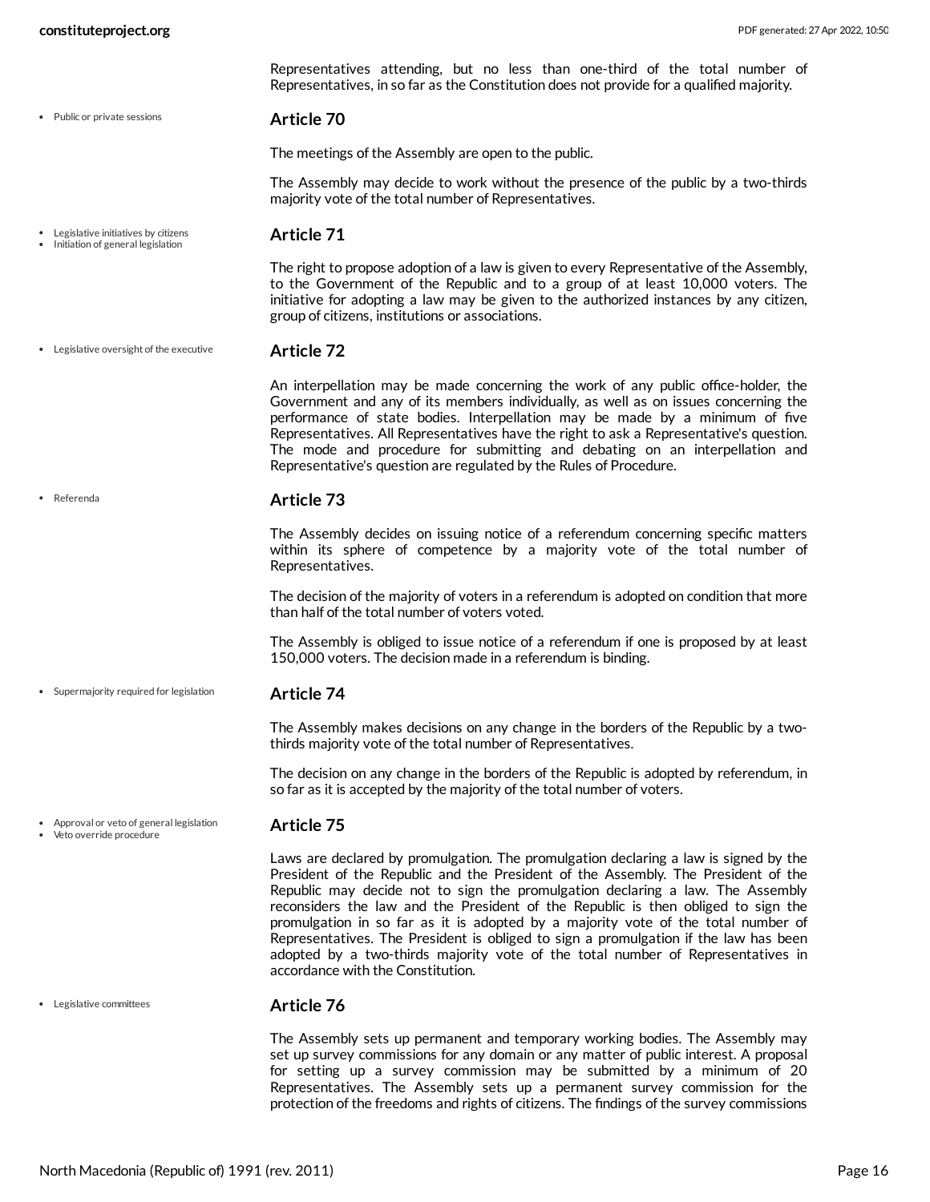Representatives attending, but no less than one-third of the total number of Representatives, in so far as the Constitution does not provide for a qualified majority.

- Public or private sessions

### Article 70

The meetings of the Assembly are open to the public.

The Assembly may decide to work without the presence of the public by a two-thirds majority vote of the total number of Representatives.

- Legislative initiatives by citizens
- Initiation of general legislation

### Article 71

The right to propose adoption of a law is given to every Representative of the Assembly, to the Government of the Republic and to a group of at least 10,000 voters. The initiative for adopting a law may be given to the authorized instances by any citizen, group of citizens, institutions or associations.

- Legislative oversight of the executive

### Article 72

An interpellation may be made concerning the work of any public office-holder, the Government and any of its members individually, as well as on issues concerning the performance of state bodies. Interpellation may be made by a minimum of five Representatives. All Representatives have the right to ask a Representative's question. The mode and procedure for submitting and debating on an interpellation and Representative's question are regulated by the Rules of Procedure.

- Referenda

### Article 73

The Assembly decides on issuing notice of a referendum concerning specific matters within its sphere of competence by a majority vote of the total number of Representatives.

The decision of the majority of voters in a referendum is adopted on condition that more than half of the total number of voters voted.

The Assembly is obliged to issue notice of a referendum if one is proposed by at least 150,000 voters. The decision made in a referendum is binding.

- Supermajority required for legislation

### Article 74

The Assembly makes decisions on any change in the borders of the Republic by a two-thirds majority vote of the total number of Representatives.

The decision on any change in the borders of the Republic is adopted by referendum, in so far as it is accepted by the majority of the total number of voters.

- Approval or veto of general legislation
- Veto override procedure

### Article 75

Laws are declared by promulgation. The promulgation declaring a law is signed by the President of the Republic and the President of the Assembly. The President of the Republic may decide not to sign the promulgation declaring a law. The Assembly reconsiders the law and the President of the Republic is then obliged to sign the promulgation in so far as it is adopted by a majority vote of the total number of Representatives. The President is obliged to sign a promulgation if the law has been adopted by a two-thirds majority vote of the total number of Representatives in accordance with the Constitution.

- Legislative committees

### Article 76

The Assembly sets up permanent and temporary working bodies. The Assembly may set up survey commissions for any domain or any matter of public interest. A proposal for setting up a survey commission may be submitted by a minimum of 20 Representatives. The Assembly sets up a permanent survey commission for the protection of the freedoms and rights of citizens. The findings of the survey commissions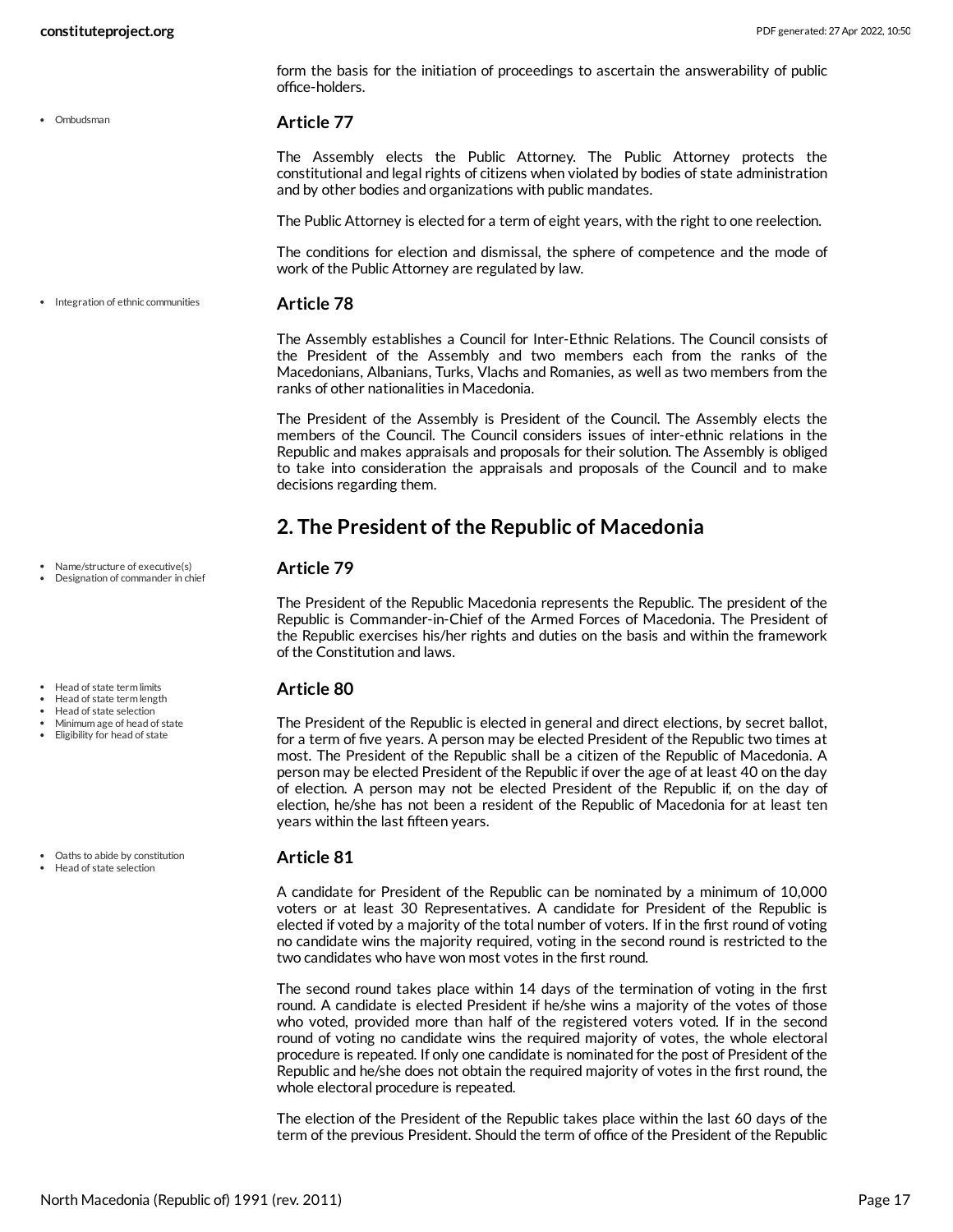form the basis for the initiation of proceedings to ascertain the answerability of public office-holders.

- Ombudsman

### Article 77

The Assembly elects the Public Attorney. The Public Attorney protects the constitutional and legal rights of citizens when violated by bodies of state administration and by other bodies and organizations with public mandates.

The Public Attorney is elected for a term of eight years, with the right to one reelection.

The conditions for election and dismissal, the sphere of competence and the mode of work of the Public Attorney are regulated by law.

- Integration of ethnic communities

### Article 78

The Assembly establishes a Council for Inter-Ethnic Relations. The Council consists of the President of the Assembly and two members each from the ranks of the Macedonians, Albanians, Turks, Vlachs and Romanies, as well as two members from the ranks of other nationalities in Macedonia.

The President of the Assembly is President of the Council. The Assembly elects the members of the Council. The Council considers issues of inter-ethnic relations in the Republic and makes appraisals and proposals for their solution. The Assembly is obliged to take into consideration the appraisals and proposals of the Council and to make decisions regarding them.

## 2. The President of the Republic of Macedonia

- Name/structure of executive(s)
- Designation of commander in chief

### Article 79

The President of the Republic Macedonia represents the Republic. The president of the Republic is Commander-in-Chief of the Armed Forces of Macedonia. The President of the Republic exercises his/her rights and duties on the basis and within the framework of the Constitution and laws.

- Head of state term limits
- Head of state term length
- Head of state selection
- Minimum age of head of state
- Eligibility for head of state

### Article 80

The President of the Republic is elected in general and direct elections, by secret ballot, for a term of five years. A person may be elected President of the Republic two times at most. The President of the Republic shall be a citizen of the Republic of Macedonia. A person may be elected President of the Republic if over the age of at least 40 on the day of election. A person may not be elected President of the Republic if, on the day of election, he/she has not been a resident of the Republic of Macedonia for at least ten years within the last fifteen years.

- Oaths to abide by constitution
- Head of state selection

### Article 81

A candidate for President of the Republic can be nominated by a minimum of 10,000 voters or at least 30 Representatives. A candidate for President of the Republic is elected if voted by a majority of the total number of voters. If in the first round of voting no candidate wins the majority required, voting in the second round is restricted to the two candidates who have won most votes in the first round.

The second round takes place within 14 days of the termination of voting in the first round. A candidate is elected President if he/she wins a majority of the votes of those who voted, provided more than half of the registered voters voted. If in the second round of voting no candidate wins the required majority of votes, the whole electoral procedure is repeated. If only one candidate is nominated for the post of President of the Republic and he/she does not obtain the required majority of votes in the first round, the whole electoral procedure is repeated.

The election of the President of the Republic takes place within the last 60 days of the term of the previous President. Should the term of office of the President of the Republic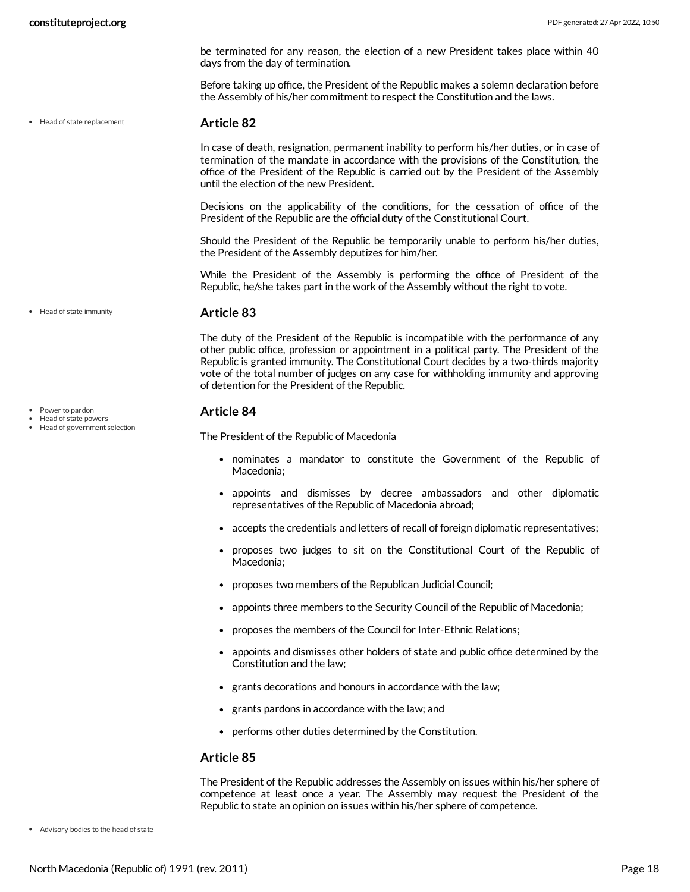be terminated for any reason, the election of a new President takes place within 40 days from the day of termination.

Before taking up office, the President of the Republic makes a solemn declaration before the Assembly of his/her commitment to respect the Constitution and the laws.

- Head of state replacement

### Article 82

In case of death, resignation, permanent inability to perform his/her duties, or in case of termination of the mandate in accordance with the provisions of the Constitution, the office of the President of the Republic is carried out by the President of the Assembly until the election of the new President.

Decisions on the applicability of the conditions, for the cessation of office of the President of the Republic are the official duty of the Constitutional Court.

Should the President of the Republic be temporarily unable to perform his/her duties, the President of the Assembly deputizes for him/her.

While the President of the Assembly is performing the office of President of the Republic, he/she takes part in the work of the Assembly without the right to vote.

- Head of state immunity

### Article 83

The duty of the President of the Republic is incompatible with the performance of any other public office, profession or appointment in a political party. The President of the Republic is granted immunity. The Constitutional Court decides by a two-thirds majority vote of the total number of judges on any case for withholding immunity and approving of detention for the President of the Republic.

- Power to pardon
- Head of state powers
- Head of government selection

### Article 84

The President of the Republic of Macedonia

- nominates a mandator to constitute the Government of the Republic of Macedonia;
- appoints and dismisses by decree ambassadors and other diplomatic representatives of the Republic of Macedonia abroad;
- accepts the credentials and letters of recall of foreign diplomatic representatives;
- proposes two judges to sit on the Constitutional Court of the Republic of Macedonia;
- proposes two members of the Republican Judicial Council;
- appoints three members to the Security Council of the Republic of Macedonia;
- proposes the members of the Council for Inter-Ethnic Relations;
- appoints and dismisses other holders of state and public office determined by the Constitution and the law;
- grants decorations and honours in accordance with the law;
- grants pardons in accordance with the law; and
- performs other duties determined by the Constitution.

### Article 85

The President of the Republic addresses the Assembly on issues within his/her sphere of competence at least once a year. The Assembly may request the President of the Republic to state an opinion on issues within his/her sphere of competence.

- Advisory bodies to the head of state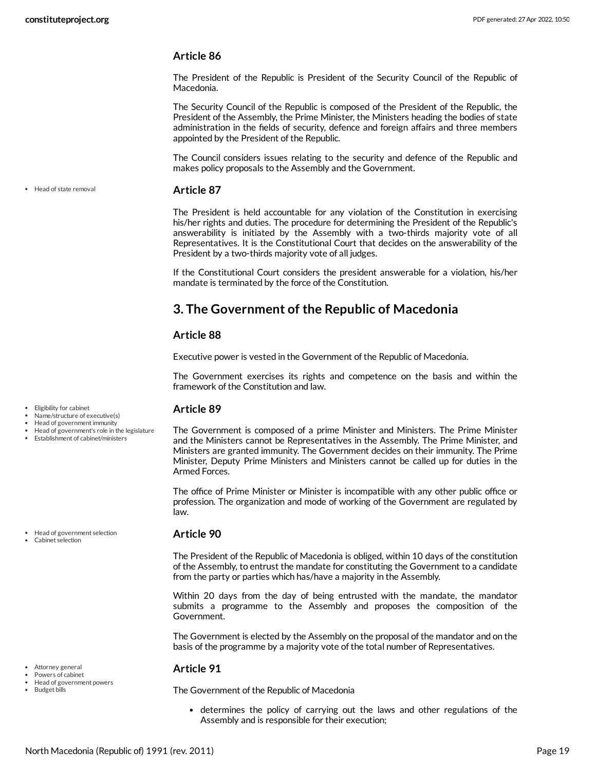### Article 86

The President of the Republic is President of the Security Council of the Republic of Macedonia.

The Security Council of the Republic is composed of the President of the Republic, the President of the Assembly, the Prime Minister, the Ministers heading the bodies of state administration in the fields of security, defence and foreign affairs and three members appointed by the President of the Republic.

The Council considers issues relating to the security and defence of the Republic and makes policy proposals to the Assembly and the Government.

- Head of state removal

### Article 87

The President is held accountable for any violation of the Constitution in exercising his/her rights and duties. The procedure for determining the President of the Republic's answerability is initiated by the Assembly with a two-thirds majority vote of all Representatives. It is the Constitutional Court that decides on the answerability of the President by a two-thirds majority vote of all judges.

If the Constitutional Court considers the president answerable for a violation, his/her mandate is terminated by the force of the Constitution.

## 3. The Government of the Republic of Macedonia

### Article 88

Executive power is vested in the Government of the Republic of Macedonia.

The Government exercises its rights and competence on the basis and within the framework of the Constitution and law.

- Eligibility for cabinet
- Name/structure of executive(s)
- Head of government immunity
- Head of government's role in the legislature
- Establishment of cabinet/ministers

### Article 89

The Government is composed of a prime Minister and Ministers. The Prime Minister and the Ministers cannot be Representatives in the Assembly. The Prime Minister, and Ministers are granted immunity. The Government decides on their immunity. The Prime Minister, Deputy Prime Ministers and Ministers cannot be called up for duties in the Armed Forces.

The office of Prime Minister or Minister is incompatible with any other public office or profession. The organization and mode of working of the Government are regulated by law.

- Head of government selection
- Cabinet selection

### Article 90

The President of the Republic of Macedonia is obliged, within 10 days of the constitution of the Assembly, to entrust the mandate for constituting the Government to a candidate from the party or parties which has/have a majority in the Assembly.

Within 20 days from the day of being entrusted with the mandate, the mandator submits a programme to the Assembly and proposes the composition of the Government.

The Government is elected by the Assembly on the proposal of the mandator and on the basis of the programme by a majority vote of the total number of Representatives.

- Attorney general
- Powers of cabinet
- Head of government powers
- Budget bills

### Article 91

The Government of the Republic of Macedonia

- determines the policy of carrying out the laws and other regulations of the Assembly and is responsible for their execution;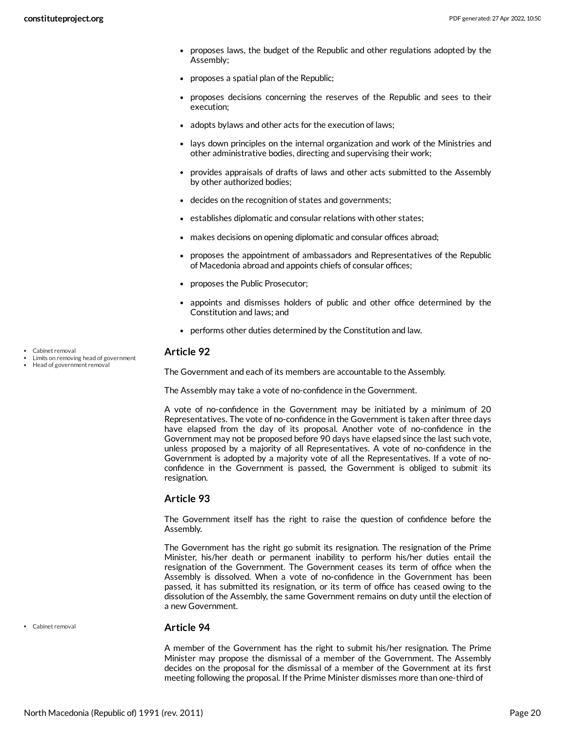- proposes laws, the budget of the Republic and other regulations adopted by the Assembly;
- proposes a spatial plan of the Republic;
- proposes decisions concerning the reserves of the Republic and sees to their execution;
- adopts bylaws and other acts for the execution of laws;
- lays down principles on the internal organization and work of the Ministries and other administrative bodies, directing and supervising their work;
- provides appraisals of drafts of laws and other acts submitted to the Assembly by other authorized bodies;
- decides on the recognition of states and governments;
- establishes diplomatic and consular relations with other states;
- makes decisions on opening diplomatic and consular offices abroad;
- proposes the appointment of ambassadors and Representatives of the Republic of Macedonia abroad and appoints chiefs of consular offices;
- proposes the Public Prosecutor;
- appoints and dismisses holders of public and other office determined by the Constitution and laws; and
- performs other duties determined by the Constitution and law.

- Cabinet removal
- Limits on removing head of government
- Head of government removal

### Article 92

The Government and each of its members are accountable to the Assembly.

The Assembly may take a vote of no-confidence in the Government.

A vote of no-confidence in the Government may be initiated by a minimum of 20 Representatives. The vote of no-confidence in the Government is taken after three days have elapsed from the day of its proposal. Another vote of no-confidence in the Government may not be proposed before 90 days have elapsed since the last such vote, unless proposed by a majority of all Representatives. A vote of no-confidence in the Government is adopted by a majority vote of all the Representatives. If a vote of no-confidence in the Government is passed, the Government is obliged to submit its resignation.

### Article 93

The Government itself has the right to raise the question of confidence before the Assembly.

The Government has the right go submit its resignation. The resignation of the Prime Minister, his/her death or permanent inability to perform his/her duties entail the resignation of the Government. The Government ceases its term of office when the Assembly is dissolved. When a vote of no-confidence in the Government has been passed, it has submitted its resignation, or its term of office has ceased owing to the dissolution of the Assembly, the same Government remains on duty until the election of a new Government.

- Cabinet removal

### Article 94

A member of the Government has the right to submit his/her resignation. The Prime Minister may propose the dismissal of a member of the Government. The Assembly decides on the proposal for the dismissal of a member of the Government at its first meeting following the proposal. If the Prime Minister dismisses more than one-third of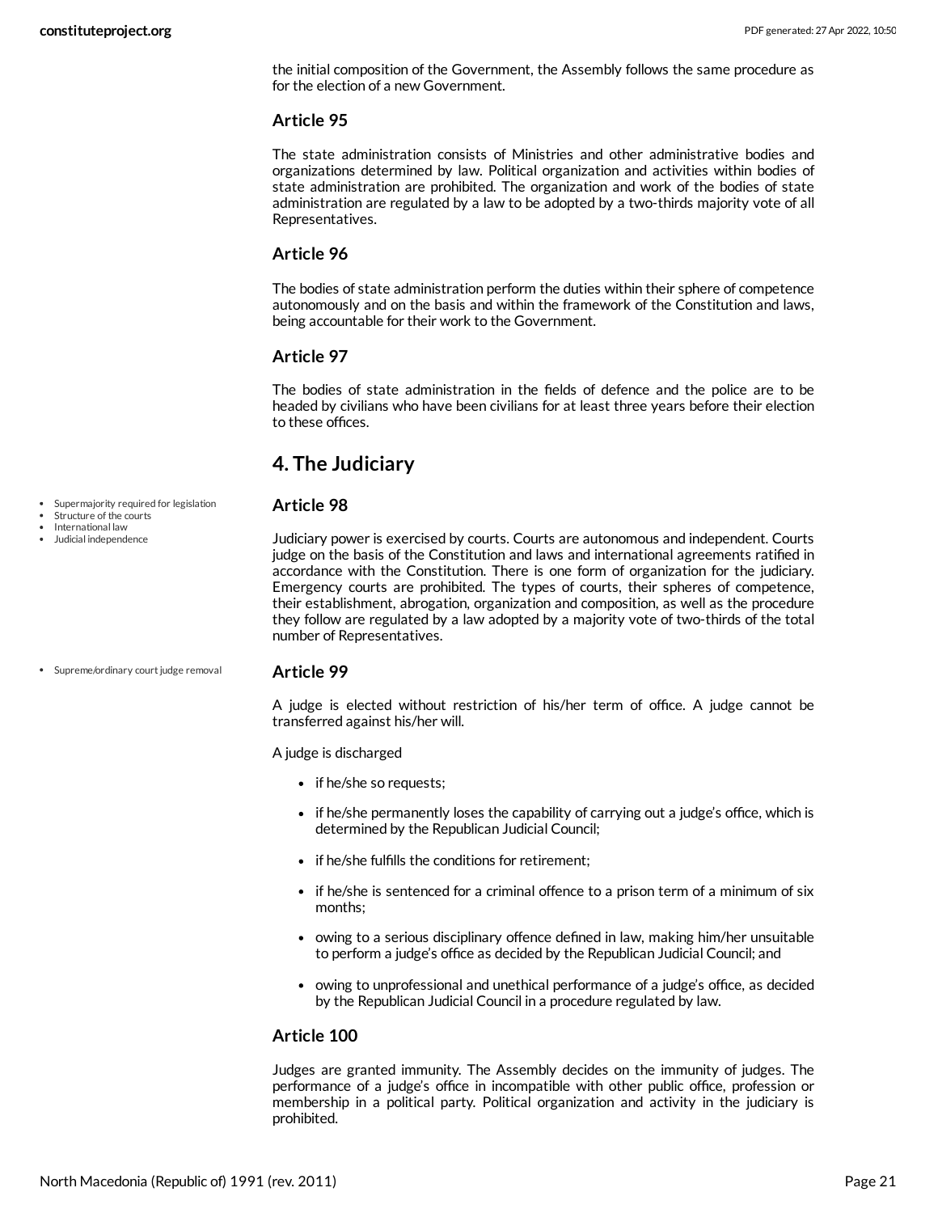the initial composition of the Government, the Assembly follows the same procedure as for the election of a new Government.

### Article 95

The state administration consists of Ministries and other administrative bodies and organizations determined by law. Political organization and activities within bodies of state administration are prohibited. The organization and work of the bodies of state administration are regulated by a law to be adopted by a two-thirds majority vote of all Representatives.

### Article 96

The bodies of state administration perform the duties within their sphere of competence autonomously and on the basis and within the framework of the Constitution and laws, being accountable for their work to the Government.

### Article 97

The bodies of state administration in the fields of defence and the police are to be headed by civilians who have been civilians for at least three years before their election to these offices.

## 4. The Judiciary

- Supermajority required for legislation
- Structure of the courts
- International law
- Judicial independence

### Article 98

Judiciary power is exercised by courts. Courts are autonomous and independent. Courts judge on the basis of the Constitution and laws and international agreements ratified in accordance with the Constitution. There is one form of organization for the judiciary. Emergency courts are prohibited. The types of courts, their spheres of competence, their establishment, abrogation, organization and composition, as well as the procedure they follow are regulated by a law adopted by a majority vote of two-thirds of the total number of Representatives.

- Supreme/ordinary court judge removal

### Article 99

A judge is elected without restriction of his/her term of office. A judge cannot be transferred against his/her will.

A judge is discharged

- if he/she so requests;
- if he/she permanently loses the capability of carrying out a judge's office, which is determined by the Republican Judicial Council;
- if he/she fulfills the conditions for retirement;
- if he/she is sentenced for a criminal offence to a prison term of a minimum of six months;
- owing to a serious disciplinary offence defined in law, making him/her unsuitable to perform a judge's office as decided by the Republican Judicial Council; and
- owing to unprofessional and unethical performance of a judge's office, as decided by the Republican Judicial Council in a procedure regulated by law.

### Article 100

Judges are granted immunity. The Assembly decides on the immunity of judges. The performance of a judge's office in incompatible with other public office, profession or membership in a political party. Political organization and activity in the judiciary is prohibited.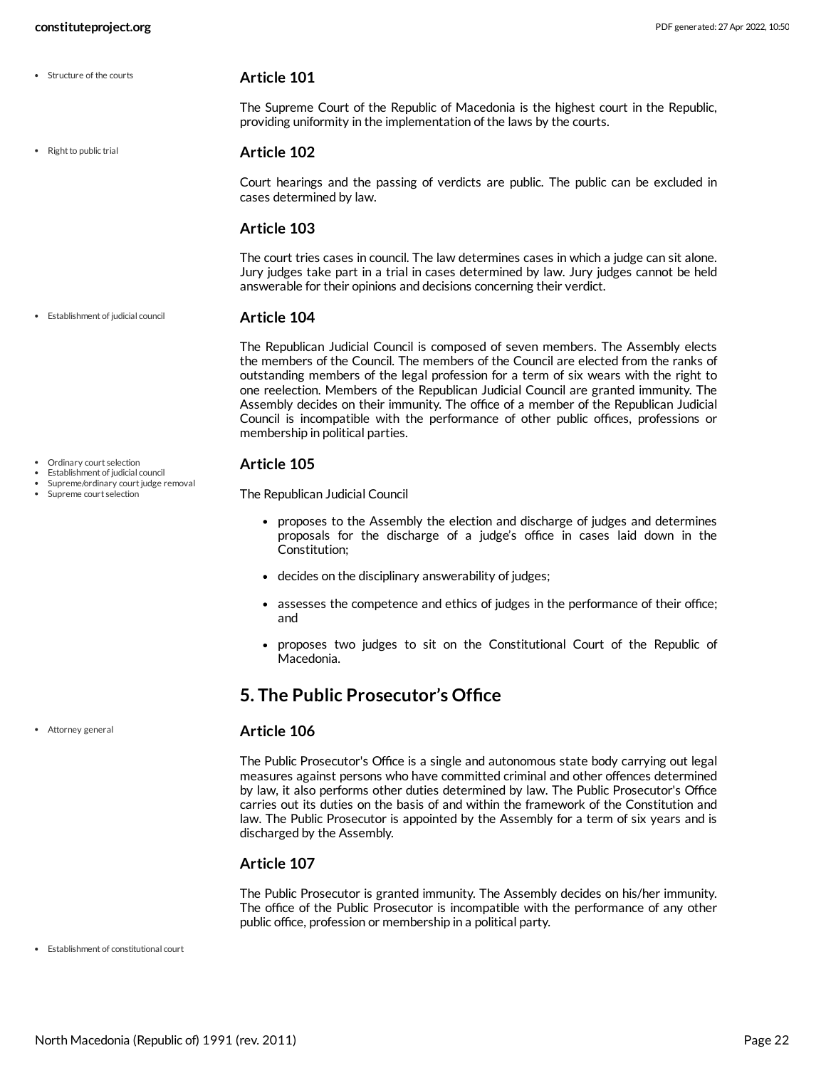- Structure of the courts

### Article 101

The Supreme Court of the Republic of Macedonia is the highest court in the Republic, providing uniformity in the implementation of the laws by the courts.

- Right to public trial

### Article 102

Court hearings and the passing of verdicts are public. The public can be excluded in cases determined by law.

### Article 103

The court tries cases in council. The law determines cases in which a judge can sit alone. Jury judges take part in a trial in cases determined by law. Jury judges cannot be held answerable for their opinions and decisions concerning their verdict.

- Establishment of judicial council

### Article 104

The Republican Judicial Council is composed of seven members. The Assembly elects the members of the Council. The members of the Council are elected from the ranks of outstanding members of the legal profession for a term of six wears with the right to one reelection. Members of the Republican Judicial Council are granted immunity. The Assembly decides on their immunity. The office of a member of the Republican Judicial Council is incompatible with the performance of other public offices, professions or membership in political parties.

- Ordinary court selection
- Establishment of judicial council
- Supreme/ordinary court judge removal
- Supreme court selection

### Article 105

The Republican Judicial Council

- proposes to the Assembly the election and discharge of judges and determines proposals for the discharge of a judge's office in cases laid down in the Constitution;
- decides on the disciplinary answerability of judges;
- assesses the competence and ethics of judges in the performance of their office; and
- proposes two judges to sit on the Constitutional Court of the Republic of Macedonia.

## 5. The Public Prosecutor's Office

- Attorney general

### Article 106

The Public Prosecutor's Office is a single and autonomous state body carrying out legal measures against persons who have committed criminal and other offences determined by law, it also performs other duties determined by law. The Public Prosecutor's Office carries out its duties on the basis of and within the framework of the Constitution and law. The Public Prosecutor is appointed by the Assembly for a term of six years and is discharged by the Assembly.

### Article 107

The Public Prosecutor is granted immunity. The Assembly decides on his/her immunity. The office of the Public Prosecutor is incompatible with the performance of any other public office, profession or membership in a political party.

- Establishment of constitutional court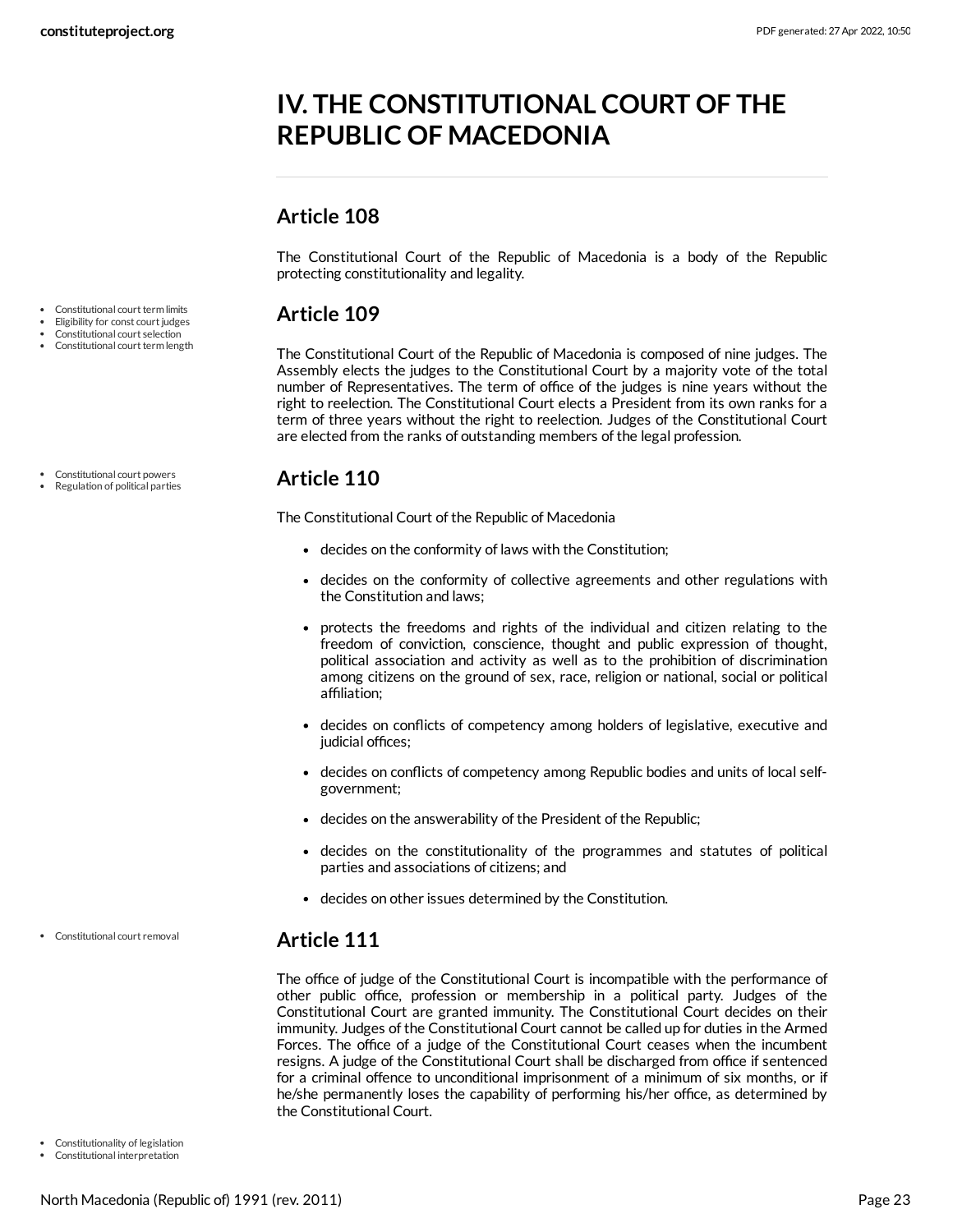# IV. THE CONSTITUTIONAL COURT OF THE REPUBLIC OF MACEDONIA

## Article 108

The Constitutional Court of the Republic of Macedonia is a body of the Republic protecting constitutionality and legality.

- Constitutional court term limits
- Eligibility for const court judges
- Constitutional court selection
- Constitutional court term length

## Article 109

The Constitutional Court of the Republic of Macedonia is composed of nine judges. The Assembly elects the judges to the Constitutional Court by a majority vote of the total number of Representatives. The term of office of the judges is nine years without the right to reelection. The Constitutional Court elects a President from its own ranks for a term of three years without the right to reelection. Judges of the Constitutional Court are elected from the ranks of outstanding members of the legal profession.

- Constitutional court powers
- Regulation of political parties

## Article 110

The Constitutional Court of the Republic of Macedonia

- decides on the conformity of laws with the Constitution;
- decides on the conformity of collective agreements and other regulations with the Constitution and laws;
- protects the freedoms and rights of the individual and citizen relating to the freedom of conviction, conscience, thought and public expression of thought, political association and activity as well as to the prohibition of discrimination among citizens on the ground of sex, race, religion or national, social or political affiliation;
- decides on conflicts of competency among holders of legislative, executive and judicial offices;
- decides on conflicts of competency among Republic bodies and units of local self-government;
- decides on the answerability of the President of the Republic;
- decides on the constitutionality of the programmes and statutes of political parties and associations of citizens; and
- decides on other issues determined by the Constitution.

- Constitutional court removal

## Article 111

The office of judge of the Constitutional Court is incompatible with the performance of other public office, profession or membership in a political party. Judges of the Constitutional Court are granted immunity. The Constitutional Court decides on their immunity. Judges of the Constitutional Court cannot be called up for duties in the Armed Forces. The office of a judge of the Constitutional Court ceases when the incumbent resigns. A judge of the Constitutional Court shall be discharged from office if sentenced for a criminal offence to unconditional imprisonment of a minimum of six months, or if he/she permanently loses the capability of performing his/her office, as determined by the Constitutional Court.

- Constitutionality of legislation
- Constitutional interpretation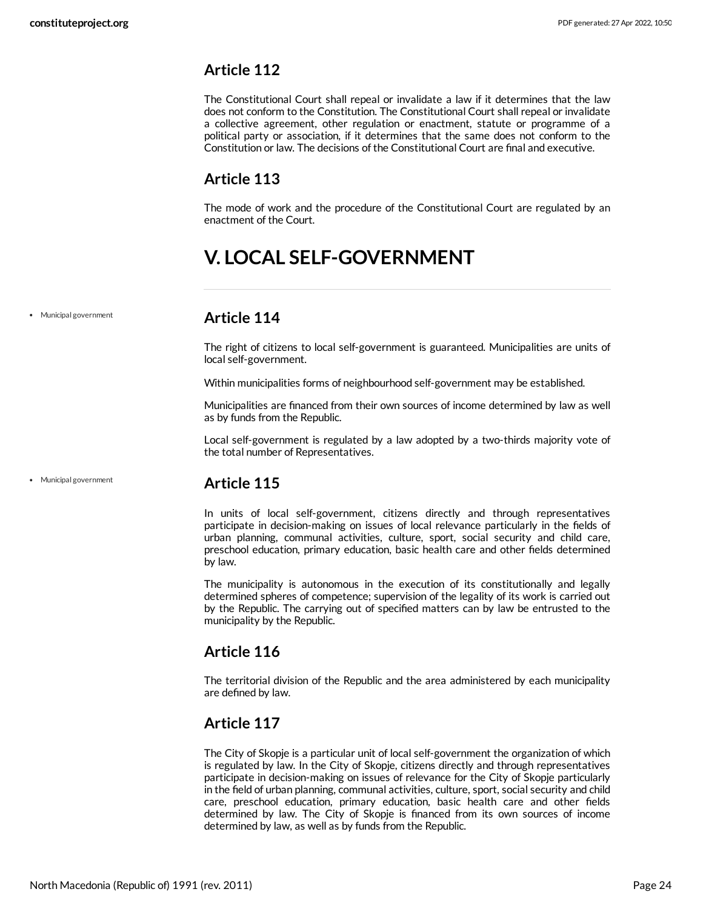## Article 112

The Constitutional Court shall repeal or invalidate a law if it determines that the law does not conform to the Constitution. The Constitutional Court shall repeal or invalidate a collective agreement, other regulation or enactment, statute or programme of a political party or association, if it determines that the same does not conform to the Constitution or law. The decisions of the Constitutional Court are final and executive.

## Article 113

The mode of work and the procedure of the Constitutional Court are regulated by an enactment of the Court.

# V. LOCAL SELF-GOVERNMENT

- Municipal government

## Article 114

The right of citizens to local self-government is guaranteed. Municipalities are units of local self-government.

Within municipalities forms of neighbourhood self-government may be established.

Municipalities are financed from their own sources of income determined by law as well as by funds from the Republic.

Local self-government is regulated by a law adopted by a two-thirds majority vote of the total number of Representatives.

- Municipal government

## Article 115

In units of local self-government, citizens directly and through representatives participate in decision-making on issues of local relevance particularly in the fields of urban planning, communal activities, culture, sport, social security and child care, preschool education, primary education, basic health care and other fields determined by law.

The municipality is autonomous in the execution of its constitutionally and legally determined spheres of competence; supervision of the legality of its work is carried out by the Republic. The carrying out of specified matters can by law be entrusted to the municipality by the Republic.

## Article 116

The territorial division of the Republic and the area administered by each municipality are defined by law.

## Article 117

The City of Skopje is a particular unit of local self-government the organization of which is regulated by law. In the City of Skopje, citizens directly and through representatives participate in decision-making on issues of relevance for the City of Skopje particularly in the field of urban planning, communal activities, culture, sport, social security and child care, preschool education, primary education, basic health care and other fields determined by law. The City of Skopje is financed from its own sources of income determined by law, as well as by funds from the Republic.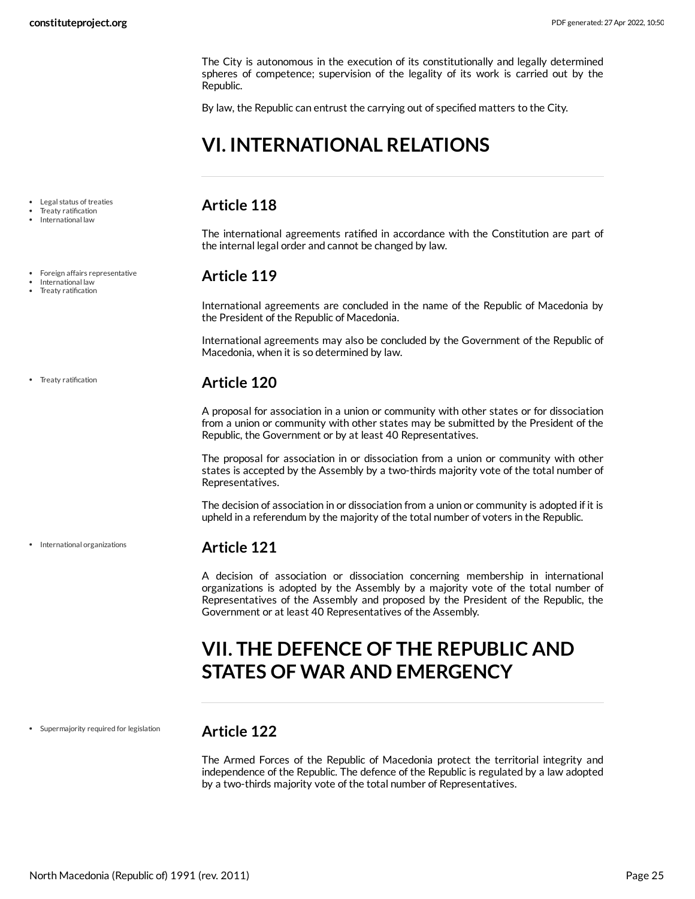The City is autonomous in the execution of its constitutionally and legally determined spheres of competence; supervision of the legality of its work is carried out by the Republic.

By law, the Republic can entrust the carrying out of specified matters to the City.

# VI. INTERNATIONAL RELATIONS

- Legal status of treaties
- Treaty ratification
- International law

## Article 118

The international agreements ratified in accordance with the Constitution are part of the internal legal order and cannot be changed by law.

- Foreign affairs representative
- International law
- Treaty ratification

## Article 119

International agreements are concluded in the name of the Republic of Macedonia by the President of the Republic of Macedonia.

International agreements may also be concluded by the Government of the Republic of Macedonia, when it is so determined by law.

- Treaty ratification

## Article 120

A proposal for association in a union or community with other states or for dissociation from a union or community with other states may be submitted by the President of the Republic, the Government or by at least 40 Representatives.

The proposal for association in or dissociation from a union or community with other states is accepted by the Assembly by a two-thirds majority vote of the total number of Representatives.

The decision of association in or dissociation from a union or community is adopted if it is upheld in a referendum by the majority of the total number of voters in the Republic.

- International organizations

## Article 121

A decision of association or dissociation concerning membership in international organizations is adopted by the Assembly by a majority vote of the total number of Representatives of the Assembly and proposed by the President of the Republic, the Government or at least 40 Representatives of the Assembly.

# VII. THE DEFENCE OF THE REPUBLIC AND STATES OF WAR AND EMERGENCY

- Supermajority required for legislation

## Article 122

The Armed Forces of the Republic of Macedonia protect the territorial integrity and independence of the Republic. The defence of the Republic is regulated by a law adopted by a two-thirds majority vote of the total number of Representatives.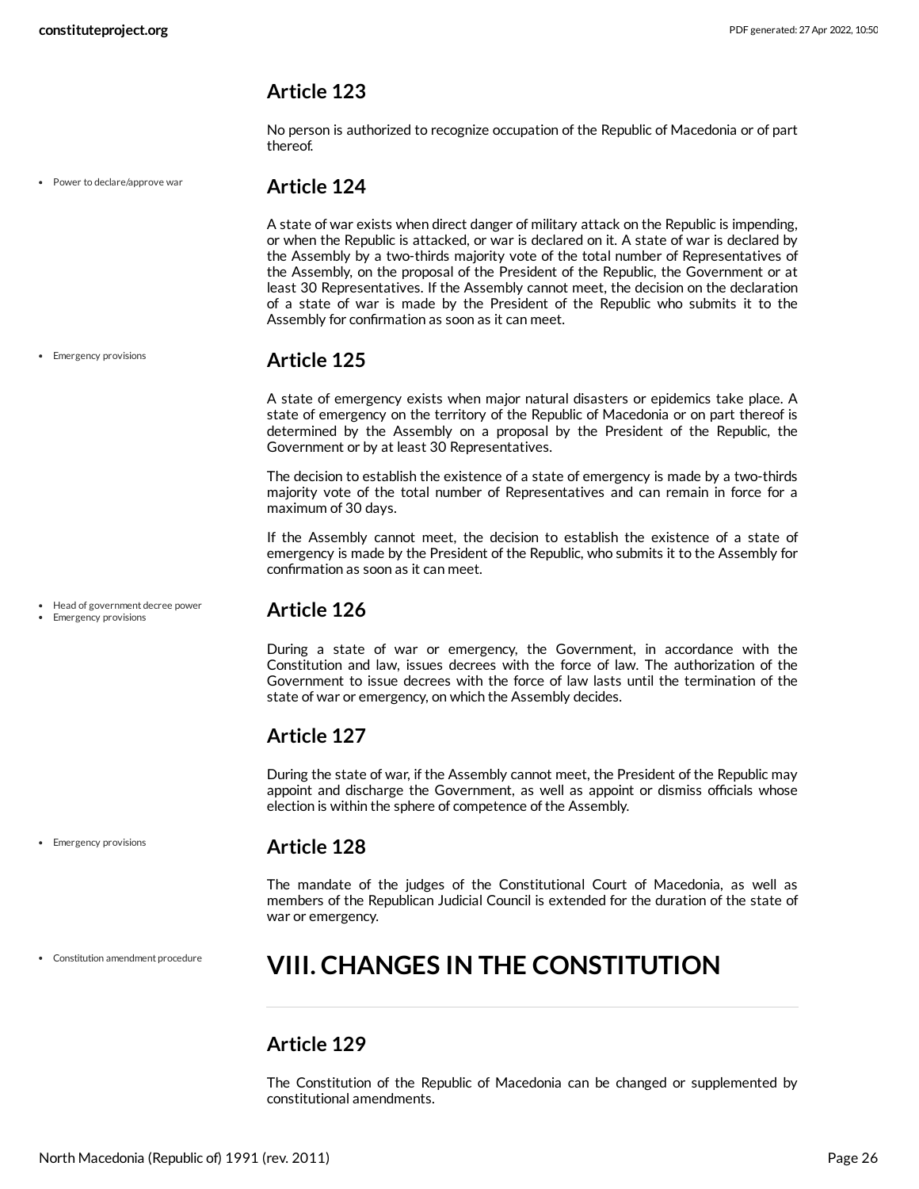### Article 123

No person is authorized to recognize occupation of the Republic of Macedonia or of part thereof.

- Power to declare/approve war

### Article 124

A state of war exists when direct danger of military attack on the Republic is impending, or when the Republic is attacked, or war is declared on it. A state of war is declared by the Assembly by a two-thirds majority vote of the total number of Representatives of the Assembly, on the proposal of the President of the Republic, the Government or at least 30 Representatives. If the Assembly cannot meet, the decision on the declaration of a state of war is made by the President of the Republic who submits it to the Assembly for confirmation as soon as it can meet.

- Emergency provisions

### Article 125

A state of emergency exists when major natural disasters or epidemics take place. A state of emergency on the territory of the Republic of Macedonia or on part thereof is determined by the Assembly on a proposal by the President of the Republic, the Government or by at least 30 Representatives.

The decision to establish the existence of a state of emergency is made by a two-thirds majority vote of the total number of Representatives and can remain in force for a maximum of 30 days.

If the Assembly cannot meet, the decision to establish the existence of a state of emergency is made by the President of the Republic, who submits it to the Assembly for confirmation as soon as it can meet.

- Head of government decree power
- Emergency provisions

### Article 126

During a state of war or emergency, the Government, in accordance with the Constitution and law, issues decrees with the force of law. The authorization of the Government to issue decrees with the force of law lasts until the termination of the state of war or emergency, on which the Assembly decides.

### Article 127

During the state of war, if the Assembly cannot meet, the President of the Republic may appoint and discharge the Government, as well as appoint or dismiss officials whose election is within the sphere of competence of the Assembly.

- Emergency provisions

### Article 128

The mandate of the judges of the Constitutional Court of Macedonia, as well as members of the Republican Judicial Council is extended for the duration of the state of war or emergency.

- Constitution amendment procedure

## VIII. CHANGES IN THE CONSTITUTION

### Article 129

The Constitution of the Republic of Macedonia can be changed or supplemented by constitutional amendments.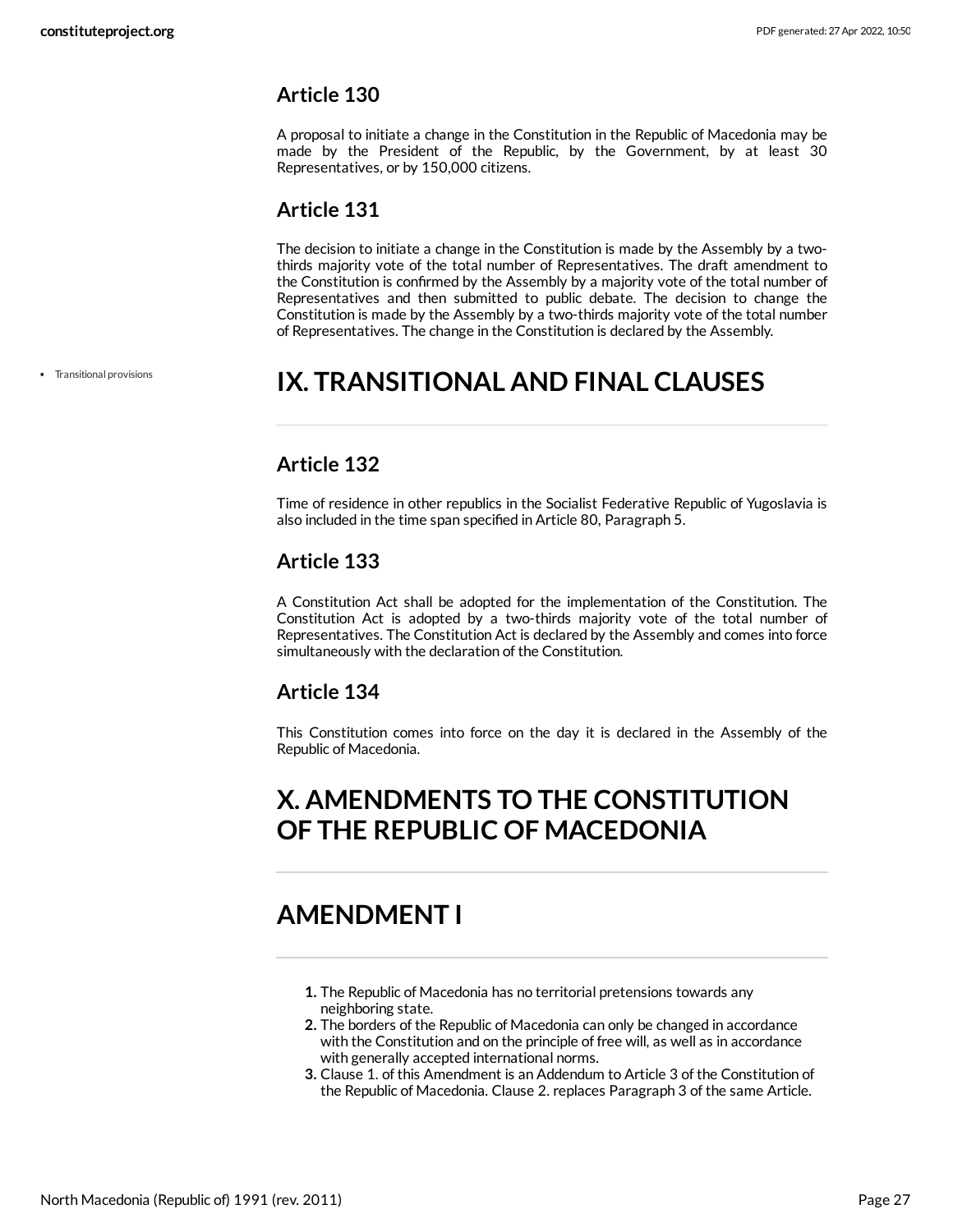### Article 130

A proposal to initiate a change in the Constitution in the Republic of Macedonia may be made by the President of the Republic, by the Government, by at least 30 Representatives, or by 150,000 citizens.

### Article 131

The decision to initiate a change in the Constitution is made by the Assembly by a two-thirds majority vote of the total number of Representatives. The draft amendment to the Constitution is confirmed by the Assembly by a majority vote of the total number of Representatives and then submitted to public debate. The decision to change the Constitution is made by the Assembly by a two-thirds majority vote of the total number of Representatives. The change in the Constitution is declared by the Assembly.

- Transitional provisions

## IX. TRANSITIONAL AND FINAL CLAUSES

### Article 132

Time of residence in other republics in the Socialist Federative Republic of Yugoslavia is also included in the time span specified in Article 80, Paragraph 5.

### Article 133

A Constitution Act shall be adopted for the implementation of the Constitution. The Constitution Act is adopted by a two-thirds majority vote of the total number of Representatives. The Constitution Act is declared by the Assembly and comes into force simultaneously with the declaration of the Constitution.

### Article 134

This Constitution comes into force on the day it is declared in the Assembly of the Republic of Macedonia.

## X. AMENDMENTS TO THE CONSTITUTION OF THE REPUBLIC OF MACEDONIA

## AMENDMENT I

1. The Republic of Macedonia has no territorial pretensions towards any neighboring state.
2. The borders of the Republic of Macedonia can only be changed in accordance with the Constitution and on the principle of free will, as well as in accordance with generally accepted international norms.
3. Clause 1. of this Amendment is an Addendum to Article 3 of the Constitution of the Republic of Macedonia. Clause 2. replaces Paragraph 3 of the same Article.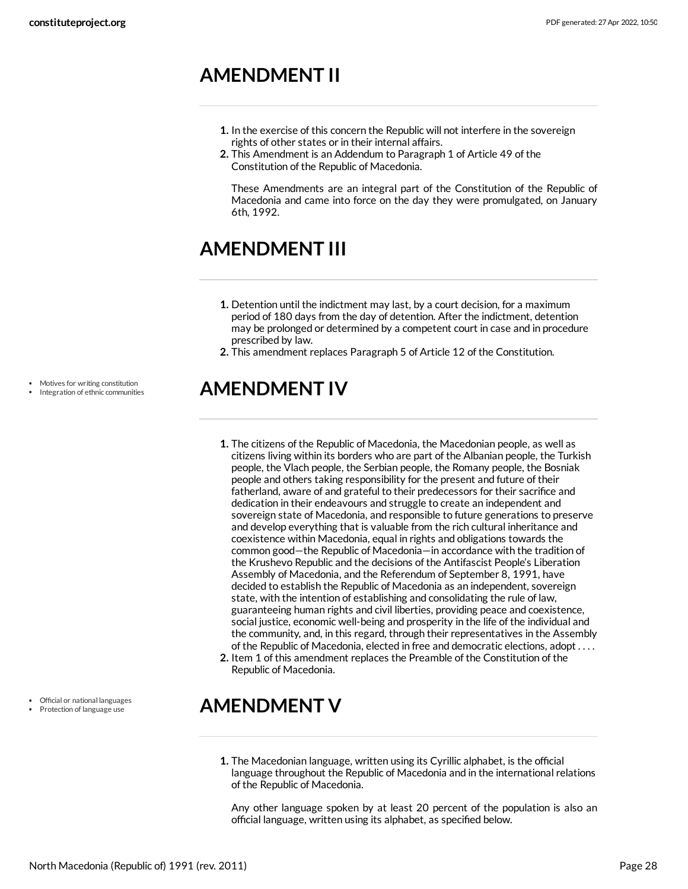## AMENDMENT II

1. In the exercise of this concern the Republic will not interfere in the sovereign rights of other states or in their internal affairs.
2. This Amendment is an Addendum to Paragraph 1 of Article 49 of the Constitution of the Republic of Macedonia.

   These Amendments are an integral part of the Constitution of the Republic of Macedonia and came into force on the day they were promulgated, on January 6th, 1992.

## AMENDMENT III

1. Detention until the indictment may last, by a court decision, for a maximum period of 180 days from the day of detention. After the indictment, detention may be prolonged or determined by a competent court in case and in procedure prescribed by law.
2. This amendment replaces Paragraph 5 of Article 12 of the Constitution.

- Motives for writing constitution
- Integration of ethnic communities

## AMENDMENT IV

1. The citizens of the Republic of Macedonia, the Macedonian people, as well as citizens living within its borders who are part of the Albanian people, the Turkish people, the Vlach people, the Serbian people, the Romany people, the Bosniak people and others taking responsibility for the present and future of their fatherland, aware of and grateful to their predecessors for their sacrifice and dedication in their endeavours and struggle to create an independent and sovereign state of Macedonia, and responsible to future generations to preserve and develop everything that is valuable from the rich cultural inheritance and coexistence within Macedonia, equal in rights and obligations towards the common good—the Republic of Macedonia—in accordance with the tradition of the Krushevo Republic and the decisions of the Antifascist People's Liberation Assembly of Macedonia, and the Referendum of September 8, 1991, have decided to establish the Republic of Macedonia as an independent, sovereign state, with the intention of establishing and consolidating the rule of law, guaranteeing human rights and civil liberties, providing peace and coexistence, social justice, economic well-being and prosperity in the life of the individual and the community, and, in this regard, through their representatives in the Assembly of the Republic of Macedonia, elected in free and democratic elections, adopt . . . .
2. Item 1 of this amendment replaces the Preamble of the Constitution of the Republic of Macedonia.

- Official or national languages
- Protection of language use

## AMENDMENT V

1. The Macedonian language, written using its Cyrillic alphabet, is the official language throughout the Republic of Macedonia and in the international relations of the Republic of Macedonia.

   Any other language spoken by at least 20 percent of the population is also an official language, written using its alphabet, as specified below.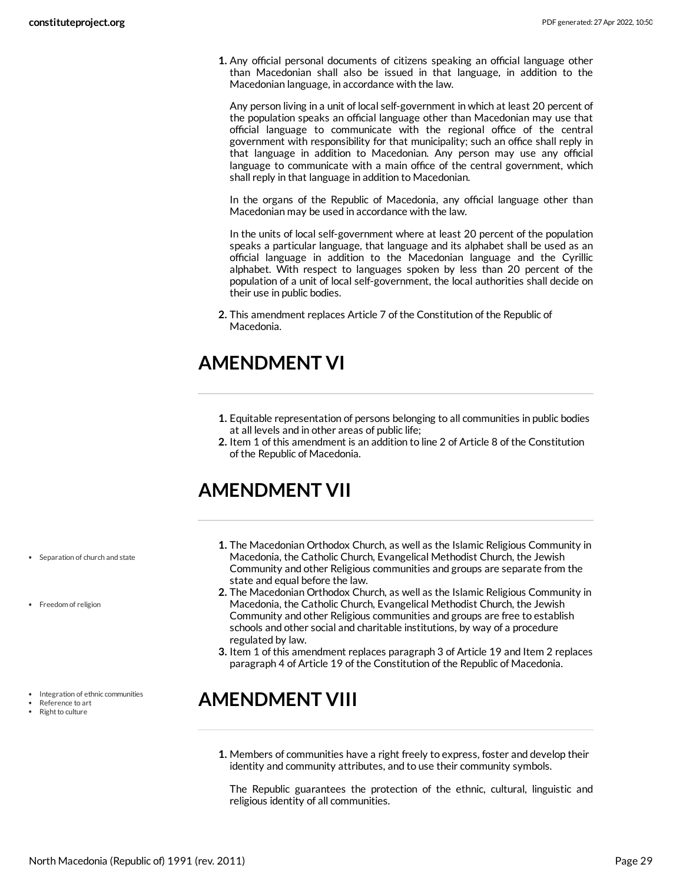1. Any official personal documents of citizens speaking an official language other than Macedonian shall also be issued in that language, in addition to the Macedonian language, in accordance with the law.

   Any person living in a unit of local self-government in which at least 20 percent of the population speaks an official language other than Macedonian may use that official language to communicate with the regional office of the central government with responsibility for that municipality; such an office shall reply in that language in addition to Macedonian. Any person may use any official language to communicate with a main office of the central government, which shall reply in that language in addition to Macedonian.

   In the organs of the Republic of Macedonia, any official language other than Macedonian may be used in accordance with the law.

   In the units of local self-government where at least 20 percent of the population speaks a particular language, that language and its alphabet shall be used as an official language in addition to the Macedonian language and the Cyrillic alphabet. With respect to languages spoken by less than 20 percent of the population of a unit of local self-government, the local authorities shall decide on their use in public bodies.
2. This amendment replaces Article 7 of the Constitution of the Republic of Macedonia.

## AMENDMENT VI

1. Equitable representation of persons belonging to all communities in public bodies at all levels and in other areas of public life;
2. Item 1 of this amendment is an addition to line 2 of Article 8 of the Constitution of the Republic of Macedonia.

## AMENDMENT VII

- Separation of church and state
- Freedom of religion

1. The Macedonian Orthodox Church, as well as the Islamic Religious Community in Macedonia, the Catholic Church, Evangelical Methodist Church, the Jewish Community and other Religious communities and groups are separate from the state and equal before the law.
2. The Macedonian Orthodox Church, as well as the Islamic Religious Community in Macedonia, the Catholic Church, Evangelical Methodist Church, the Jewish Community and other Religious communities and groups are free to establish schools and other social and charitable institutions, by way of a procedure regulated by law.
3. Item 1 of this amendment replaces paragraph 3 of Article 19 and Item 2 replaces paragraph 4 of Article 19 of the Constitution of the Republic of Macedonia.

- Integration of ethnic communities
- Reference to art
- Right to culture

## AMENDMENT VIII

1. Members of communities have a right freely to express, foster and develop their identity and community attributes, and to use their community symbols.

   The Republic guarantees the protection of the ethnic, cultural, linguistic and religious identity of all communities.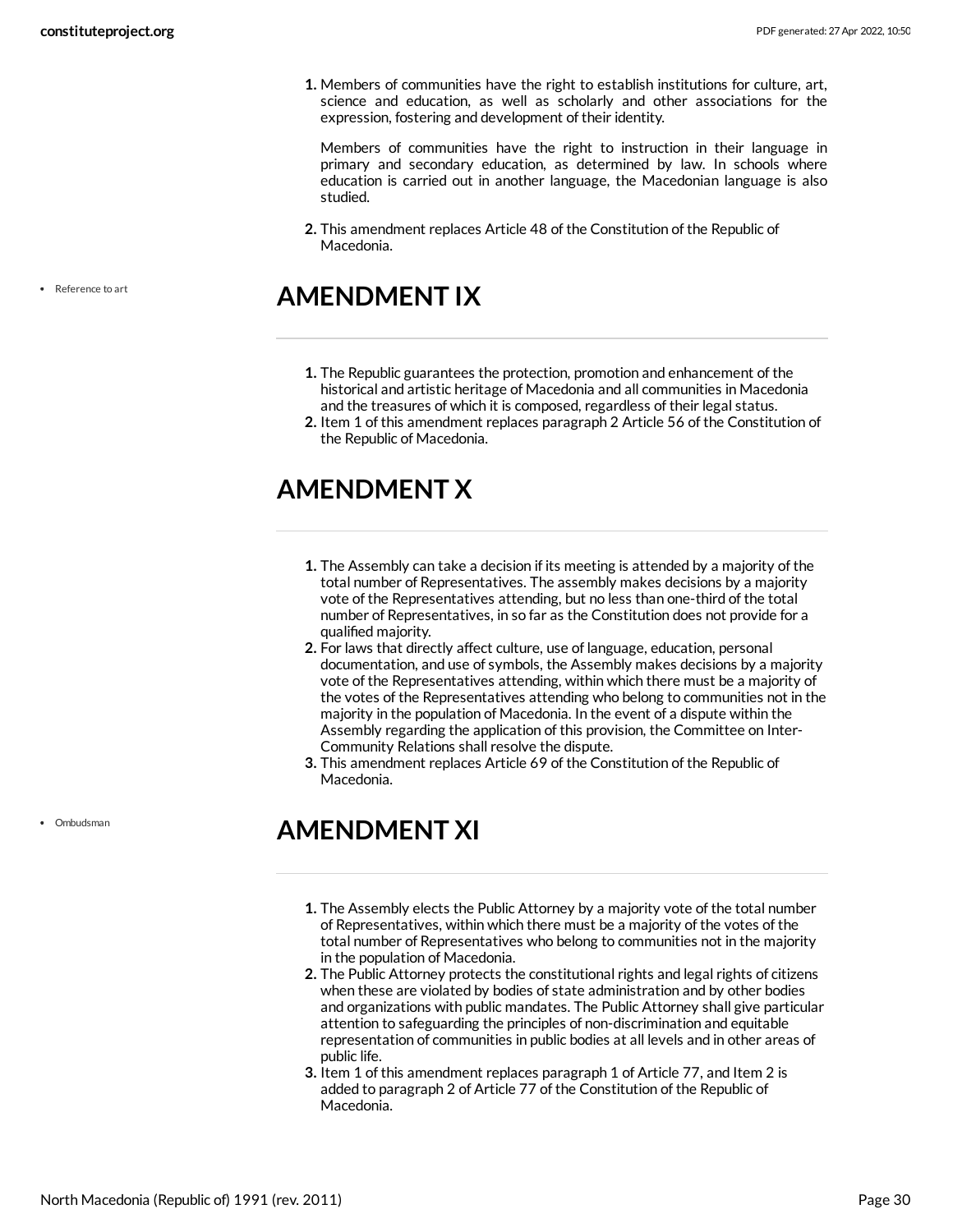1. Members of communities have the right to establish institutions for culture, art, science and education, as well as scholarly and other associations for the expression, fostering and development of their identity.

   Members of communities have the right to instruction in their language in primary and secondary education, as determined by law. In schools where education is carried out in another language, the Macedonian language is also studied.

2. This amendment replaces Article 48 of the Constitution of the Republic of Macedonia.

- Reference to art

## AMENDMENT IX

1. The Republic guarantees the protection, promotion and enhancement of the historical and artistic heritage of Macedonia and all communities in Macedonia and the treasures of which it is composed, regardless of their legal status.
2. Item 1 of this amendment replaces paragraph 2 Article 56 of the Constitution of the Republic of Macedonia.

## AMENDMENT X

1. The Assembly can take a decision if its meeting is attended by a majority of the total number of Representatives. The assembly makes decisions by a majority vote of the Representatives attending, but no less than one-third of the total number of Representatives, in so far as the Constitution does not provide for a qualified majority.
2. For laws that directly affect culture, use of language, education, personal documentation, and use of symbols, the Assembly makes decisions by a majority vote of the Representatives attending, within which there must be a majority of the votes of the Representatives attending who belong to communities not in the majority in the population of Macedonia. In the event of a dispute within the Assembly regarding the application of this provision, the Committee on Inter-Community Relations shall resolve the dispute.
3. This amendment replaces Article 69 of the Constitution of the Republic of Macedonia.

- Ombudsman

## AMENDMENT XI

1. The Assembly elects the Public Attorney by a majority vote of the total number of Representatives, within which there must be a majority of the votes of the total number of Representatives who belong to communities not in the majority in the population of Macedonia.
2. The Public Attorney protects the constitutional rights and legal rights of citizens when these are violated by bodies of state administration and by other bodies and organizations with public mandates. The Public Attorney shall give particular attention to safeguarding the principles of non-discrimination and equitable representation of communities in public bodies at all levels and in other areas of public life.
3. Item 1 of this amendment replaces paragraph 1 of Article 77, and Item 2 is added to paragraph 2 of Article 77 of the Constitution of the Republic of Macedonia.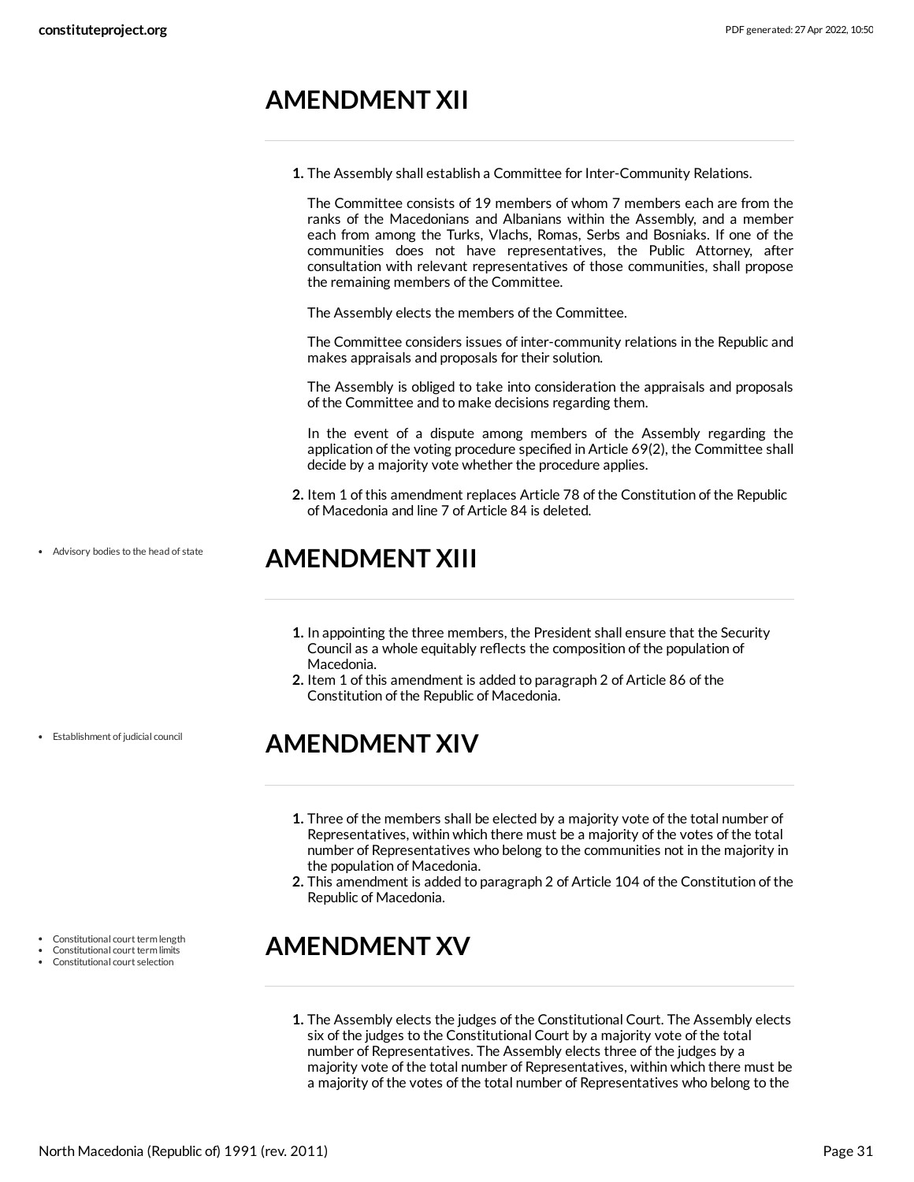## AMENDMENT XII

1. The Assembly shall establish a Committee for Inter-Community Relations.

   The Committee consists of 19 members of whom 7 members each are from the ranks of the Macedonians and Albanians within the Assembly, and a member each from among the Turks, Vlachs, Romas, Serbs and Bosniaks. If one of the communities does not have representatives, the Public Attorney, after consultation with relevant representatives of those communities, shall propose the remaining members of the Committee.

   The Assembly elects the members of the Committee.

   The Committee considers issues of inter-community relations in the Republic and makes appraisals and proposals for their solution.

   The Assembly is obliged to take into consideration the appraisals and proposals of the Committee and to make decisions regarding them.

   In the event of a dispute among members of the Assembly regarding the application of the voting procedure specified in Article 69(2), the Committee shall decide by a majority vote whether the procedure applies.

2. Item 1 of this amendment replaces Article 78 of the Constitution of the Republic of Macedonia and line 7 of Article 84 is deleted.

- Advisory bodies to the head of state

## AMENDMENT XIII

1. In appointing the three members, the President shall ensure that the Security Council as a whole equitably reflects the composition of the population of Macedonia.
2. Item 1 of this amendment is added to paragraph 2 of Article 86 of the Constitution of the Republic of Macedonia.

- Establishment of judicial council

## AMENDMENT XIV

1. Three of the members shall be elected by a majority vote of the total number of Representatives, within which there must be a majority of the votes of the total number of Representatives who belong to the communities not in the majority in the population of Macedonia.
2. This amendment is added to paragraph 2 of Article 104 of the Constitution of the Republic of Macedonia.

- Constitutional court term length
- Constitutional court term limits
- Constitutional court selection

## AMENDMENT XV

1. The Assembly elects the judges of the Constitutional Court. The Assembly elects six of the judges to the Constitutional Court by a majority vote of the total number of Representatives. The Assembly elects three of the judges by a majority vote of the total number of Representatives, within which there must be a majority of the votes of the total number of Representatives who belong to the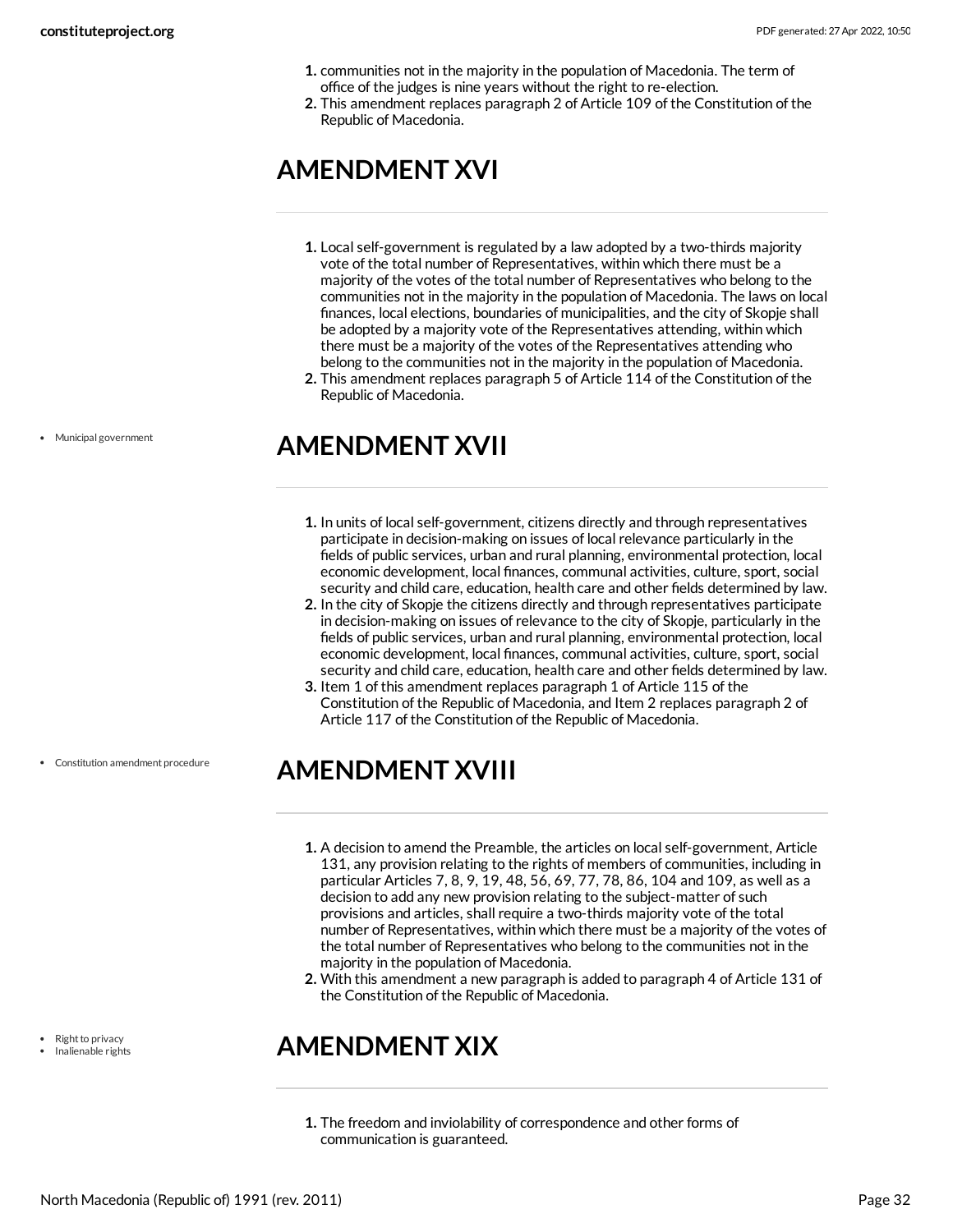1. communities not in the majority in the population of Macedonia. The term of office of the judges is nine years without the right to re-election.
2. This amendment replaces paragraph 2 of Article 109 of the Constitution of the Republic of Macedonia.

## AMENDMENT XVI

1. Local self-government is regulated by a law adopted by a two-thirds majority vote of the total number of Representatives, within which there must be a majority of the votes of the total number of Representatives who belong to the communities not in the majority in the population of Macedonia. The laws on local finances, local elections, boundaries of municipalities, and the city of Skopje shall be adopted by a majority vote of the Representatives attending, within which there must be a majority of the votes of the Representatives attending who belong to the communities not in the majority in the population of Macedonia.
2. This amendment replaces paragraph 5 of Article 114 of the Constitution of the Republic of Macedonia.

- Municipal government

## AMENDMENT XVII

1. In units of local self-government, citizens directly and through representatives participate in decision-making on issues of local relevance particularly in the fields of public services, urban and rural planning, environmental protection, local economic development, local finances, communal activities, culture, sport, social security and child care, education, health care and other fields determined by law.
2. In the city of Skopje the citizens directly and through representatives participate in decision-making on issues of relevance to the city of Skopje, particularly in the fields of public services, urban and rural planning, environmental protection, local economic development, local finances, communal activities, culture, sport, social security and child care, education, health care and other fields determined by law.
3. Item 1 of this amendment replaces paragraph 1 of Article 115 of the Constitution of the Republic of Macedonia, and Item 2 replaces paragraph 2 of Article 117 of the Constitution of the Republic of Macedonia.

- Constitution amendment procedure

## AMENDMENT XVIII

1. A decision to amend the Preamble, the articles on local self-government, Article 131, any provision relating to the rights of members of communities, including in particular Articles 7, 8, 9, 19, 48, 56, 69, 77, 78, 86, 104 and 109, as well as a decision to add any new provision relating to the subject-matter of such provisions and articles, shall require a two-thirds majority vote of the total number of Representatives, within which there must be a majority of the votes of the total number of Representatives who belong to the communities not in the majority in the population of Macedonia.
2. With this amendment a new paragraph is added to paragraph 4 of Article 131 of the Constitution of the Republic of Macedonia.

- Right to privacy
- Inalienable rights

## AMENDMENT XIX

1. The freedom and inviolability of correspondence and other forms of communication is guaranteed.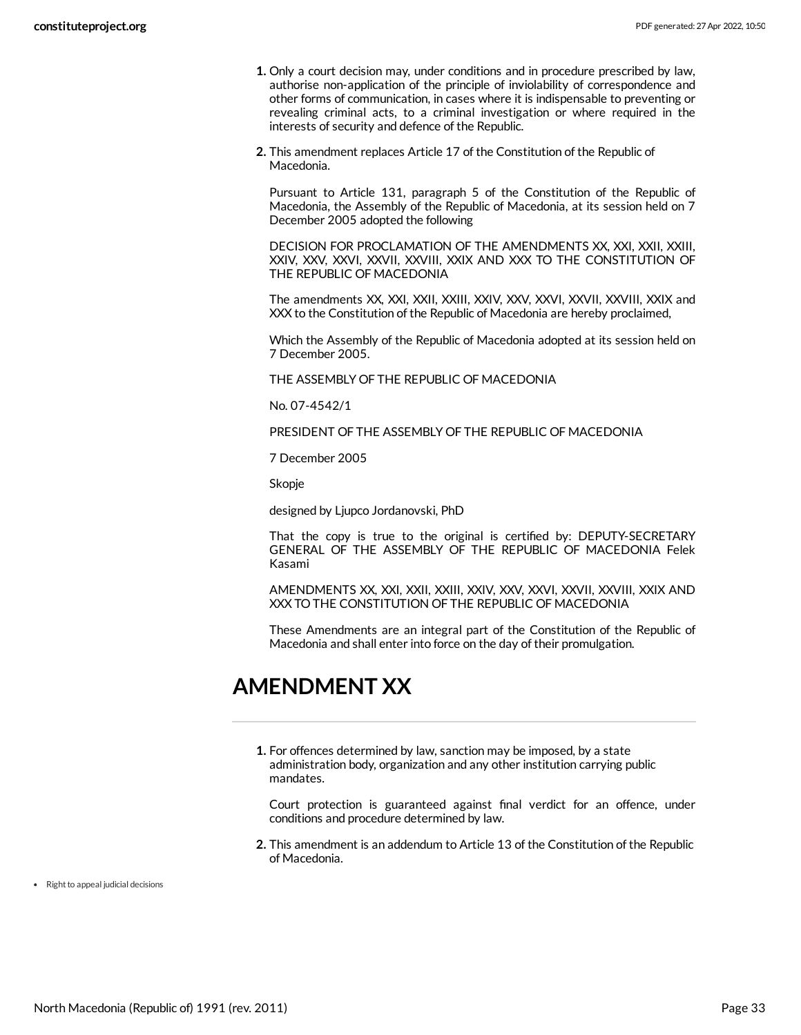1. Only a court decision may, under conditions and in procedure prescribed by law, authorise non-application of the principle of inviolability of correspondence and other forms of communication, in cases where it is indispensable to preventing or revealing criminal acts, to a criminal investigation or where required in the interests of security and defence of the Republic.

2. This amendment replaces Article 17 of the Constitution of the Republic of Macedonia.

   Pursuant to Article 131, paragraph 5 of the Constitution of the Republic of Macedonia, the Assembly of the Republic of Macedonia, at its session held on 7 December 2005 adopted the following

   DECISION FOR PROCLAMATION OF THE AMENDMENTS XX, XXI, XXII, XXIII, XXIV, XXV, XXVI, XXVII, XXVIII, XXIX AND XXX TO THE CONSTITUTION OF THE REPUBLIC OF MACEDONIA

   The amendments XX, XXI, XXII, XXIII, XXIV, XXV, XXVI, XXVII, XXVIII, XXIX and XXX to the Constitution of the Republic of Macedonia are hereby proclaimed,

   Which the Assembly of the Republic of Macedonia adopted at its session held on 7 December 2005.

   THE ASSEMBLY OF THE REPUBLIC OF MACEDONIA

   No. 07-4542/1

   PRESIDENT OF THE ASSEMBLY OF THE REPUBLIC OF MACEDONIA

   7 December 2005

   Skopje

   designed by Ljupco Jordanovski, PhD

   That the copy is true to the original is certified by: DEPUTY-SECRETARY GENERAL OF THE ASSEMBLY OF THE REPUBLIC OF MACEDONIA Felek Kasami

   AMENDMENTS XX, XXI, XXII, XXIII, XXIV, XXV, XXVI, XXVII, XXVIII, XXIX AND XXX TO THE CONSTITUTION OF THE REPUBLIC OF MACEDONIA

   These Amendments are an integral part of the Constitution of the Republic of Macedonia and shall enter into force on the day of their promulgation.

## AMENDMENT XX

1. For offences determined by law, sanction may be imposed, by a state administration body, organization and any other institution carrying public mandates.

   Court protection is guaranteed against final verdict for an offence, under conditions and procedure determined by law.

2. This amendment is an addendum to Article 13 of the Constitution of the Republic of Macedonia.

- Right to appeal judicial decisions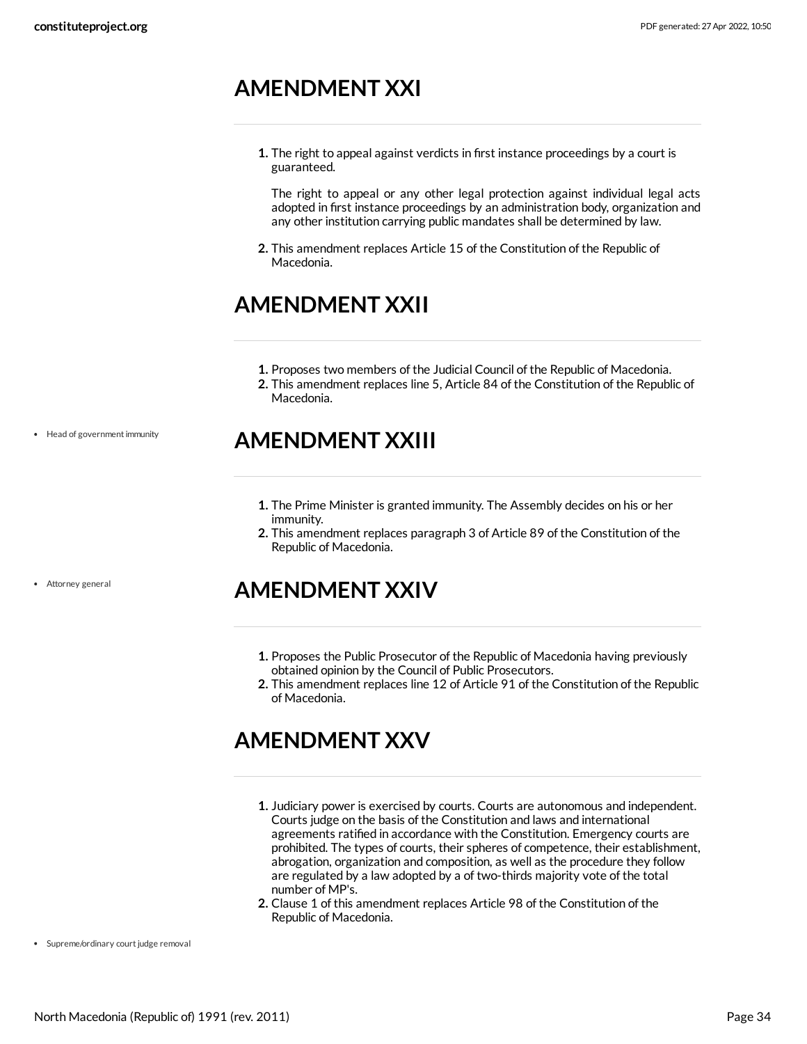## AMENDMENT XXI

1. The right to appeal against verdicts in first instance proceedings by a court is guaranteed.

   The right to appeal or any other legal protection against individual legal acts adopted in first instance proceedings by an administration body, organization and any other institution carrying public mandates shall be determined by law.

2. This amendment replaces Article 15 of the Constitution of the Republic of Macedonia.

## AMENDMENT XXII

1. Proposes two members of the Judicial Council of the Republic of Macedonia.
2. This amendment replaces line 5, Article 84 of the Constitution of the Republic of Macedonia.

- Head of government immunity

## AMENDMENT XXIII

1. The Prime Minister is granted immunity. The Assembly decides on his or her immunity.
2. This amendment replaces paragraph 3 of Article 89 of the Constitution of the Republic of Macedonia.

- Attorney general

## AMENDMENT XXIV

1. Proposes the Public Prosecutor of the Republic of Macedonia having previously obtained opinion by the Council of Public Prosecutors.
2. This amendment replaces line 12 of Article 91 of the Constitution of the Republic of Macedonia.

## AMENDMENT XXV

1. Judiciary power is exercised by courts. Courts are autonomous and independent. Courts judge on the basis of the Constitution and laws and international agreements ratified in accordance with the Constitution. Emergency courts are prohibited. The types of courts, their spheres of competence, their establishment, abrogation, organization and composition, as well as the procedure they follow are regulated by a law adopted by a of two-thirds majority vote of the total number of MP's.
2. Clause 1 of this amendment replaces Article 98 of the Constitution of the Republic of Macedonia.

- Supreme/ordinary court judge removal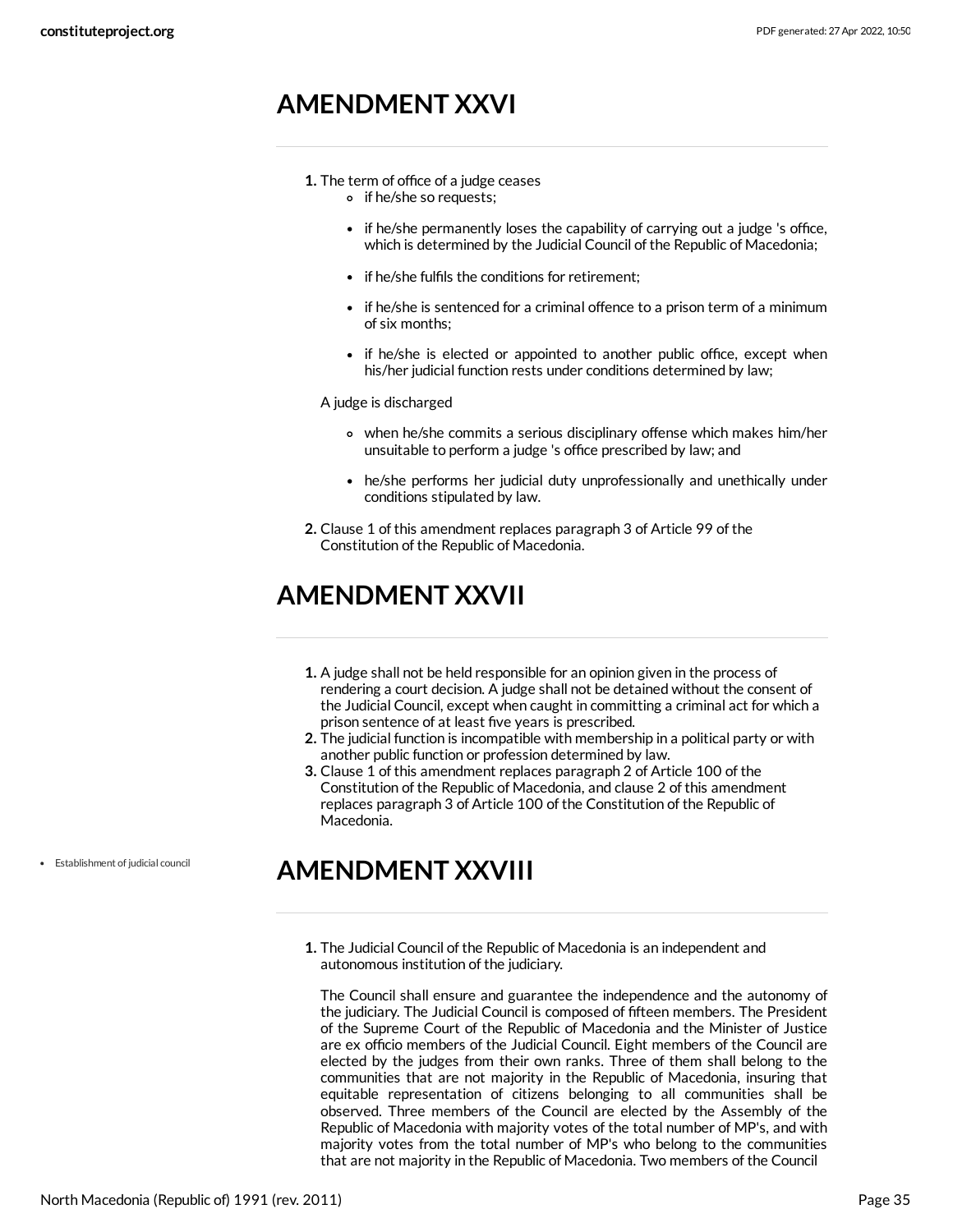## AMENDMENT XXVI

1. The term of office of a judge ceases
   - if he/she so requests;
   - if he/she permanently loses the capability of carrying out a judge 's office, which is determined by the Judicial Council of the Republic of Macedonia;
   - if he/she fulfils the conditions for retirement;
   - if he/she is sentenced for a criminal offence to a prison term of a minimum of six months;
   - if he/she is elected or appointed to another public office, except when his/her judicial function rests under conditions determined by law;

   A judge is discharged

   - when he/she commits a serious disciplinary offense which makes him/her unsuitable to perform a judge 's office prescribed by law; and
   - he/she performs her judicial duty unprofessionally and unethically under conditions stipulated by law.
2. Clause 1 of this amendment replaces paragraph 3 of Article 99 of the Constitution of the Republic of Macedonia.

## AMENDMENT XXVII

1. A judge shall not be held responsible for an opinion given in the process of rendering a court decision. A judge shall not be detained without the consent of the Judicial Council, except when caught in committing a criminal act for which a prison sentence of at least five years is prescribed.
2. The judicial function is incompatible with membership in a political party or with another public function or profession determined by law.
3. Clause 1 of this amendment replaces paragraph 2 of Article 100 of the Constitution of the Republic of Macedonia, and clause 2 of this amendment replaces paragraph 3 of Article 100 of the Constitution of the Republic of Macedonia.

- Establishment of judicial council

## AMENDMENT XXVIII

1. The Judicial Council of the Republic of Macedonia is an independent and autonomous institution of the judiciary.

   The Council shall ensure and guarantee the independence and the autonomy of the judiciary. The Judicial Council is composed of fifteen members. The President of the Supreme Court of the Republic of Macedonia and the Minister of Justice are ex officio members of the Judicial Council. Eight members of the Council are elected by the judges from their own ranks. Three of them shall belong to the communities that are not majority in the Republic of Macedonia, insuring that equitable representation of citizens belonging to all communities shall be observed. Three members of the Council are elected by the Assembly of the Republic of Macedonia with majority votes of the total number of MP's, and with majority votes from the total number of MP's who belong to the communities that are not majority in the Republic of Macedonia. Two members of the Council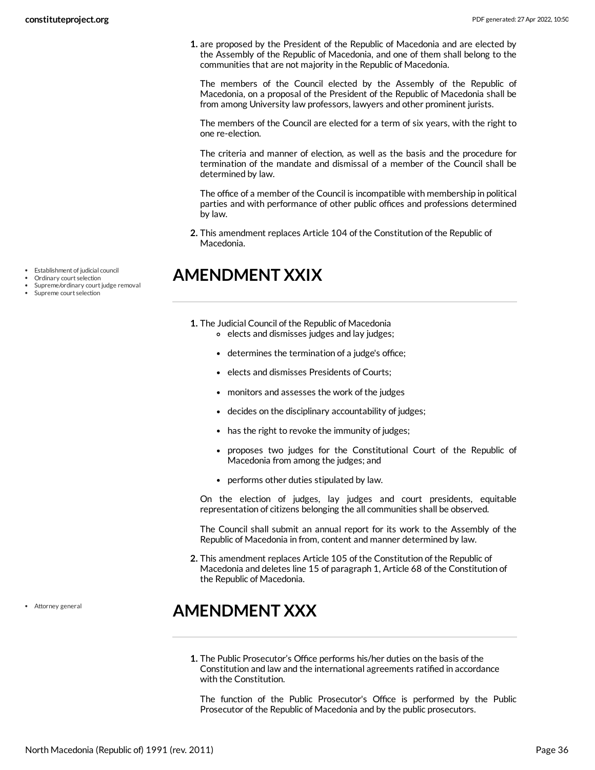1. are proposed by the President of the Republic of Macedonia and are elected by the Assembly of the Republic of Macedonia, and one of them shall belong to the communities that are not majority in the Republic of Macedonia.

   The members of the Council elected by the Assembly of the Republic of Macedonia, on a proposal of the President of the Republic of Macedonia shall be from among University law professors, lawyers and other prominent jurists.

   The members of the Council are elected for a term of six years, with the right to one re-election.

   The criteria and manner of election, as well as the basis and the procedure for termination of the mandate and dismissal of a member of the Council shall be determined by law.

   The office of a member of the Council is incompatible with membership in political parties and with performance of other public offices and professions determined by law.

2. This amendment replaces Article 104 of the Constitution of the Republic of Macedonia.

- Establishment of judicial council
- Ordinary court selection
- Supreme/ordinary court judge removal
- Supreme court selection

# AMENDMENT XXIX

1. The Judicial Council of the Republic of Macedonia
   - elects and dismisses judges and lay judges;
   - determines the termination of a judge's office;
   - elects and dismisses Presidents of Courts;
   - monitors and assesses the work of the judges
   - decides on the disciplinary accountability of judges;
   - has the right to revoke the immunity of judges;
   - proposes two judges for the Constitutional Court of the Republic of Macedonia from among the judges; and
   - performs other duties stipulated by law.

   On the election of judges, lay judges and court presidents, equitable representation of citizens belonging the all communities shall be observed.

   The Council shall submit an annual report for its work to the Assembly of the Republic of Macedonia in from, content and manner determined by law.

2. This amendment replaces Article 105 of the Constitution of the Republic of Macedonia and deletes line 15 of paragraph 1, Article 68 of the Constitution of the Republic of Macedonia.

- Attorney general

# AMENDMENT XXX

1. The Public Prosecutor's Office performs his/her duties on the basis of the Constitution and law and the international agreements ratified in accordance with the Constitution.

   The function of the Public Prosecutor's Office is performed by the Public Prosecutor of the Republic of Macedonia and by the public prosecutors.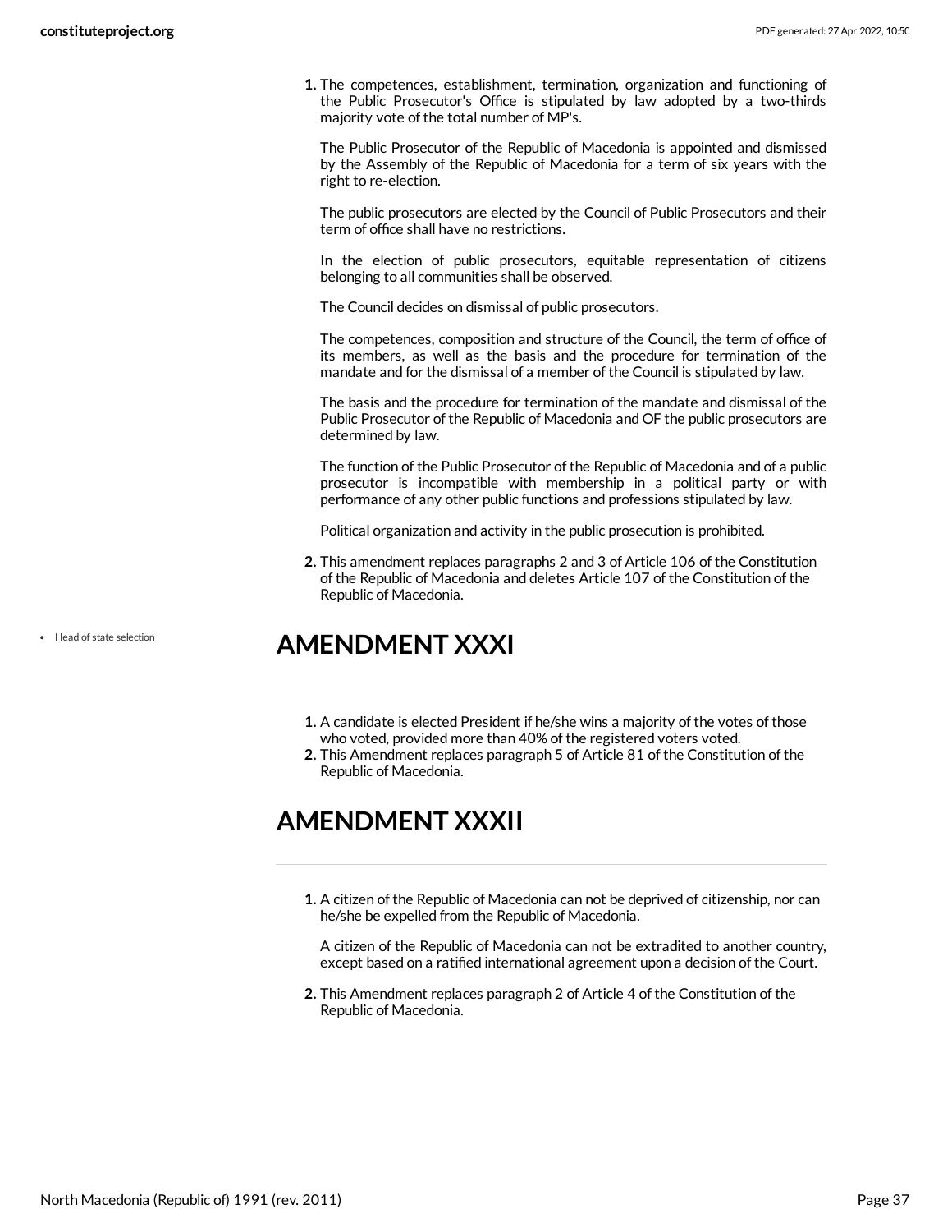1. The competences, establishment, termination, organization and functioning of the Public Prosecutor's Office is stipulated by law adopted by a two-thirds majority vote of the total number of MP's.

   The Public Prosecutor of the Republic of Macedonia is appointed and dismissed by the Assembly of the Republic of Macedonia for a term of six years with the right to re-election.

   The public prosecutors are elected by the Council of Public Prosecutors and their term of office shall have no restrictions.

   In the election of public prosecutors, equitable representation of citizens belonging to all communities shall be observed.

   The Council decides on dismissal of public prosecutors.

   The competences, composition and structure of the Council, the term of office of its members, as well as the basis and the procedure for termination of the mandate and for the dismissal of a member of the Council is stipulated by law.

   The basis and the procedure for termination of the mandate and dismissal of the Public Prosecutor of the Republic of Macedonia and OF the public prosecutors are determined by law.

   The function of the Public Prosecutor of the Republic of Macedonia and of a public prosecutor is incompatible with membership in a political party or with performance of any other public functions and professions stipulated by law.

   Political organization and activity in the public prosecution is prohibited.

2. This amendment replaces paragraphs 2 and 3 of Article 106 of the Constitution of the Republic of Macedonia and deletes Article 107 of the Constitution of the Republic of Macedonia.

- Head of state selection

## AMENDMENT XXXI

1. A candidate is elected President if he/she wins a majority of the votes of those who voted, provided more than 40% of the registered voters voted.
2. This Amendment replaces paragraph 5 of Article 81 of the Constitution of the Republic of Macedonia.

## AMENDMENT XXXII

1. A citizen of the Republic of Macedonia can not be deprived of citizenship, nor can he/she be expelled from the Republic of Macedonia.

   A citizen of the Republic of Macedonia can not be extradited to another country, except based on a ratified international agreement upon a decision of the Court.

2. This Amendment replaces paragraph 2 of Article 4 of the Constitution of the Republic of Macedonia.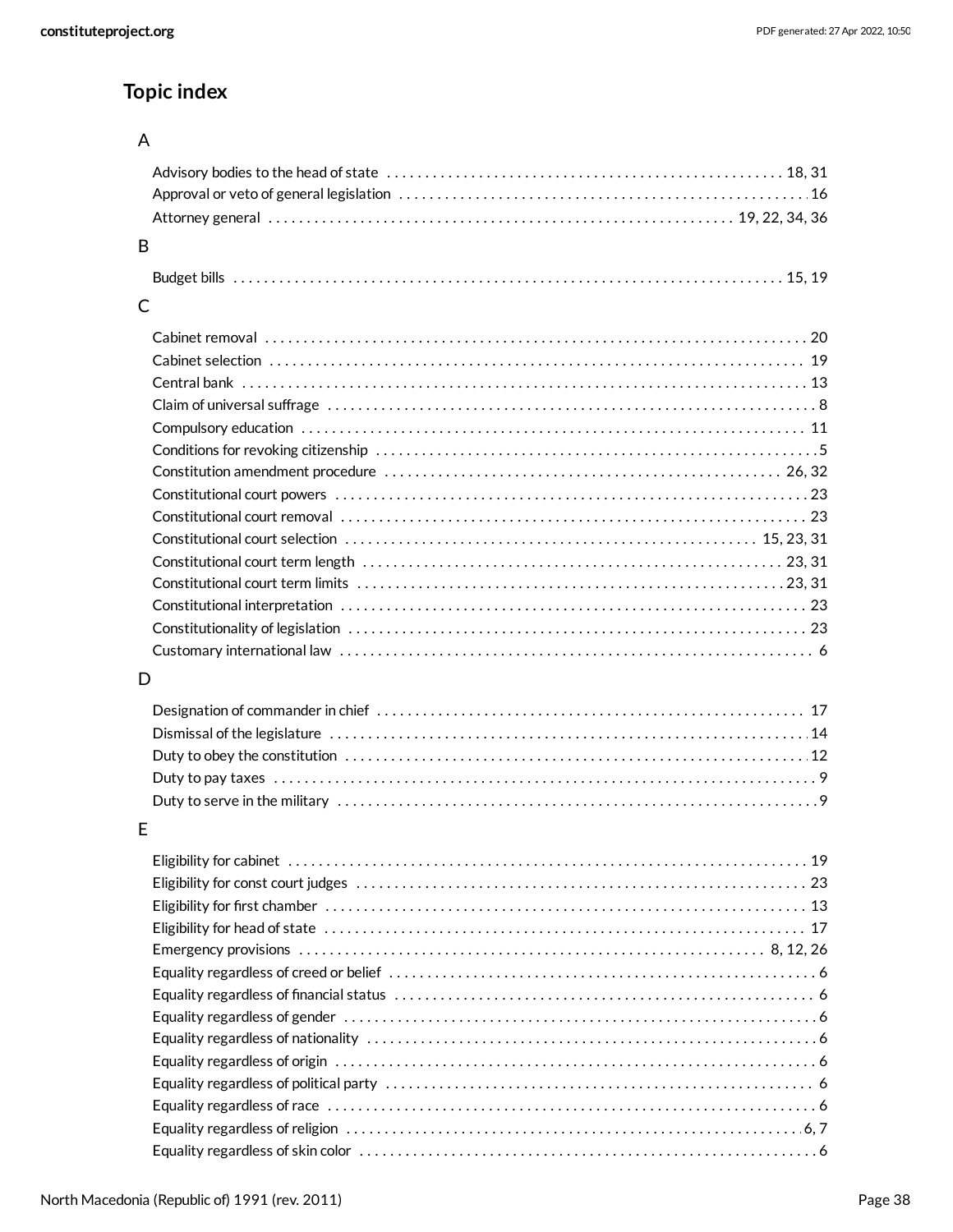## Topic index

### A

- Advisory bodies to the head of state . . . . . 18, 31
- Approval or veto of general legislation . . . . . 16
- Attorney general . . . . . 19, 22, 34, 36

### B

- Budget bills . . . . . 15, 19

### C

- Cabinet removal . . . . . 20
- Cabinet selection . . . . . 19
- Central bank . . . . . 13
- Claim of universal suffrage . . . . . 8
- Compulsory education . . . . . 11
- Conditions for revoking citizenship . . . . . 5
- Constitution amendment procedure . . . . . 26, 32
- Constitutional court powers . . . . . 23
- Constitutional court removal . . . . . 23
- Constitutional court selection . . . . . 15, 23, 31
- Constitutional court term length . . . . . 23, 31
- Constitutional court term limits . . . . . 23, 31
- Constitutional interpretation . . . . . 23
- Constitutionality of legislation . . . . . 23
- Customary international law . . . . . 6

### D

- Designation of commander in chief . . . . . 17
- Dismissal of the legislature . . . . . 14
- Duty to obey the constitution . . . . . 12
- Duty to pay taxes . . . . . 9
- Duty to serve in the military . . . . . 9

### E

- Eligibility for cabinet . . . . . 19
- Eligibility for const court judges . . . . . 23
- Eligibility for first chamber . . . . . 13
- Eligibility for head of state . . . . . 17
- Emergency provisions . . . . . 8, 12, 26
- Equality regardless of creed or belief . . . . . 6
- Equality regardless of financial status . . . . . 6
- Equality regardless of gender . . . . . 6
- Equality regardless of nationality . . . . . 6
- Equality regardless of origin . . . . . 6
- Equality regardless of political party . . . . . 6
- Equality regardless of race . . . . . 6
- Equality regardless of religion . . . . . 6, 7
- Equality regardless of skin color . . . . . 6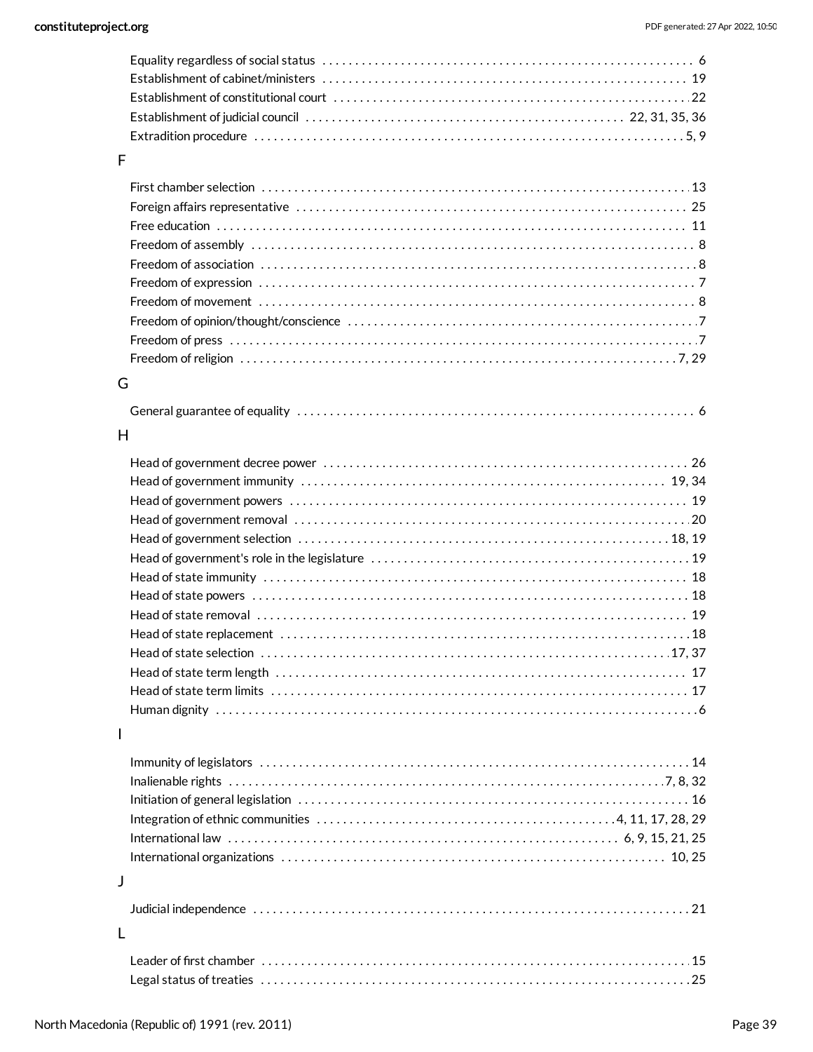Equality regardless of social status . . . . . . . . . . . . . . . . . . . . . . . . . . . . . . . . . . . . . . . . . . . . . . . . . . . . . . . . 6
Establishment of cabinet/ministers . . . . . . . . . . . . . . . . . . . . . . . . . . . . . . . . . . . . . . . . . . . . . . . . . . . . . . . . 19
Establishment of constitutional court . . . . . . . . . . . . . . . . . . . . . . . . . . . . . . . . . . . . . . . . . . . . . . . . . . . . . . 22
Establishment of judicial council . . . . . . . . . . . . . . . . . . . . . . . . . . . . . . . . . . . . . . . . . . . . . . . 22, 31, 35, 36
Extradition procedure . . . . . . . . . . . . . . . . . . . . . . . . . . . . . . . . . . . . . . . . . . . . . . . . . . . . . . . . . . . . . . . . 5, 9

F

First chamber selection . . . . . . . . . . . . . . . . . . . . . . . . . . . . . . . . . . . . . . . . . . . . . . . . . . . . . . . . . . . . . . . . 13
Foreign affairs representative . . . . . . . . . . . . . . . . . . . . . . . . . . . . . . . . . . . . . . . . . . . . . . . . . . . . . . . . . . . 25
Free education . . . . . . . . . . . . . . . . . . . . . . . . . . . . . . . . . . . . . . . . . . . . . . . . . . . . . . . . . . . . . . . . . . . . . . . 11
Freedom of assembly . . . . . . . . . . . . . . . . . . . . . . . . . . . . . . . . . . . . . . . . . . . . . . . . . . . . . . . . . . . . . . . . . . . 8
Freedom of association . . . . . . . . . . . . . . . . . . . . . . . . . . . . . . . . . . . . . . . . . . . . . . . . . . . . . . . . . . . . . . . . . 8
Freedom of expression . . . . . . . . . . . . . . . . . . . . . . . . . . . . . . . . . . . . . . . . . . . . . . . . . . . . . . . . . . . . . . . . . . 7
Freedom of movement . . . . . . . . . . . . . . . . . . . . . . . . . . . . . . . . . . . . . . . . . . . . . . . . . . . . . . . . . . . . . . . . . . 8
Freedom of opinion/thought/conscience . . . . . . . . . . . . . . . . . . . . . . . . . . . . . . . . . . . . . . . . . . . . . . . . . . . . 7
Freedom of press . . . . . . . . . . . . . . . . . . . . . . . . . . . . . . . . . . . . . . . . . . . . . . . . . . . . . . . . . . . . . . . . . . . . . . . 7
Freedom of religion . . . . . . . . . . . . . . . . . . . . . . . . . . . . . . . . . . . . . . . . . . . . . . . . . . . . . . . . . . . . . . . . . 7, 29

G

General guarantee of equality . . . . . . . . . . . . . . . . . . . . . . . . . . . . . . . . . . . . . . . . . . . . . . . . . . . . . . . . . . . . 6

H

Head of government decree power . . . . . . . . . . . . . . . . . . . . . . . . . . . . . . . . . . . . . . . . . . . . . . . . . . . . . . . 26
Head of government immunity . . . . . . . . . . . . . . . . . . . . . . . . . . . . . . . . . . . . . . . . . . . . . . . . . . . . . . . 19, 34
Head of government powers . . . . . . . . . . . . . . . . . . . . . . . . . . . . . . . . . . . . . . . . . . . . . . . . . . . . . . . . . . . . 19
Head of government removal . . . . . . . . . . . . . . . . . . . . . . . . . . . . . . . . . . . . . . . . . . . . . . . . . . . . . . . . . . . . 20
Head of government selection . . . . . . . . . . . . . . . . . . . . . . . . . . . . . . . . . . . . . . . . . . . . . . . . . . . . . . . . 18, 19
Head of government's role in the legislature . . . . . . . . . . . . . . . . . . . . . . . . . . . . . . . . . . . . . . . . . . . . . . . . 19
Head of state immunity . . . . . . . . . . . . . . . . . . . . . . . . . . . . . . . . . . . . . . . . . . . . . . . . . . . . . . . . . . . . . . . . 18
Head of state powers . . . . . . . . . . . . . . . . . . . . . . . . . . . . . . . . . . . . . . . . . . . . . . . . . . . . . . . . . . . . . . . . . . 18
Head of state removal . . . . . . . . . . . . . . . . . . . . . . . . . . . . . . . . . . . . . . . . . . . . . . . . . . . . . . . . . . . . . . . . . 19
Head of state replacement . . . . . . . . . . . . . . . . . . . . . . . . . . . . . . . . . . . . . . . . . . . . . . . . . . . . . . . . . . . . . . 18
Head of state selection . . . . . . . . . . . . . . . . . . . . . . . . . . . . . . . . . . . . . . . . . . . . . . . . . . . . . . . . . . . . . . 17, 37
Head of state term length . . . . . . . . . . . . . . . . . . . . . . . . . . . . . . . . . . . . . . . . . . . . . . . . . . . . . . . . . . . . . . 17
Head of state term limits . . . . . . . . . . . . . . . . . . . . . . . . . . . . . . . . . . . . . . . . . . . . . . . . . . . . . . . . . . . . . . . 17
Human dignity . . . . . . . . . . . . . . . . . . . . . . . . . . . . . . . . . . . . . . . . . . . . . . . . . . . . . . . . . . . . . . . . . . . . . . . . 6

I

Immunity of legislators . . . . . . . . . . . . . . . . . . . . . . . . . . . . . . . . . . . . . . . . . . . . . . . . . . . . . . . . . . . . . . . . 14
Inalienable rights . . . . . . . . . . . . . . . . . . . . . . . . . . . . . . . . . . . . . . . . . . . . . . . . . . . . . . . . . . . . . . . . . 7, 8, 32
Initiation of general legislation . . . . . . . . . . . . . . . . . . . . . . . . . . . . . . . . . . . . . . . . . . . . . . . . . . . . . . . . . . 16
Integration of ethnic communities . . . . . . . . . . . . . . . . . . . . . . . . . . . . . . . . . . . . . . . . . . . 4, 11, 17, 28, 29
International law . . . . . . . . . . . . . . . . . . . . . . . . . . . . . . . . . . . . . . . . . . . . . . . . . . . . . . . . . . . 6, 9, 15, 21, 25
International organizations . . . . . . . . . . . . . . . . . . . . . . . . . . . . . . . . . . . . . . . . . . . . . . . . . . . . . . . . . . 10, 25

J

Judicial independence . . . . . . . . . . . . . . . . . . . . . . . . . . . . . . . . . . . . . . . . . . . . . . . . . . . . . . . . . . . . . . . . . 21

L

Leader of first chamber . . . . . . . . . . . . . . . . . . . . . . . . . . . . . . . . . . . . . . . . . . . . . . . . . . . . . . . . . . . . . . . . 15
Legal status of treaties . . . . . . . . . . . . . . . . . . . . . . . . . . . . . . . . . . . . . . . . . . . . . . . . . . . . . . . . . . . . . . . . 25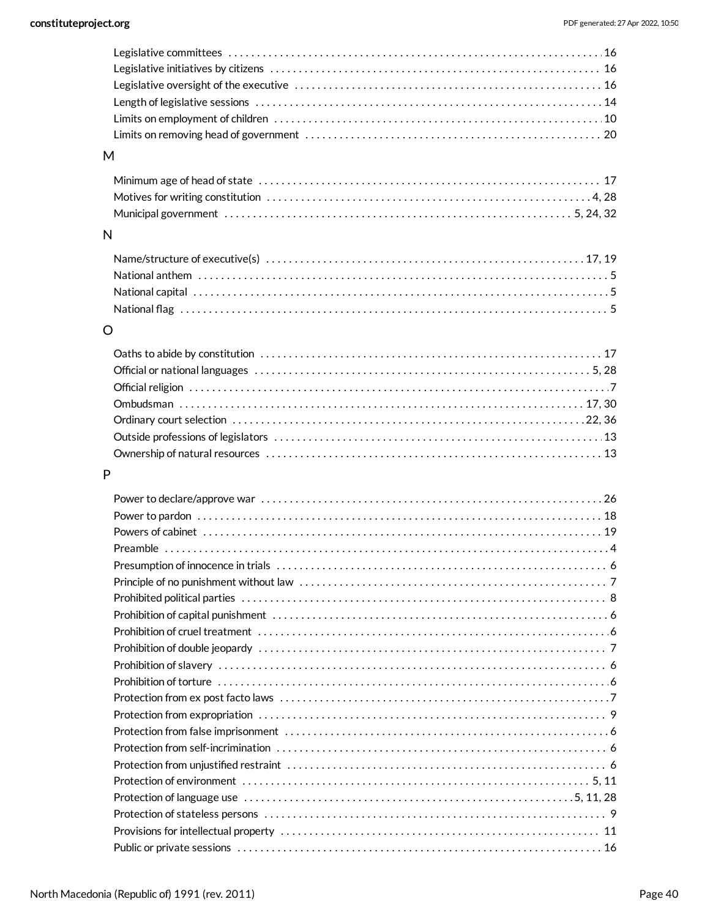Legislative committees . . . . . . . . . . . . . . . . . . . . . . . . . . . . . . . . . . . . . . . . . . . . . . . . . . . . . . . . . . . . . . . . 16
Legislative initiatives by citizens . . . . . . . . . . . . . . . . . . . . . . . . . . . . . . . . . . . . . . . . . . . . . . . . . . . . . . . . . 16
Legislative oversight of the executive . . . . . . . . . . . . . . . . . . . . . . . . . . . . . . . . . . . . . . . . . . . . . . . . . . . . . 16
Length of legislative sessions . . . . . . . . . . . . . . . . . . . . . . . . . . . . . . . . . . . . . . . . . . . . . . . . . . . . . . . . . . . . 14
Limits on employment of children . . . . . . . . . . . . . . . . . . . . . . . . . . . . . . . . . . . . . . . . . . . . . . . . . . . . . . . . . 10
Limits on removing head of government . . . . . . . . . . . . . . . . . . . . . . . . . . . . . . . . . . . . . . . . . . . . . . . . . . . 20

## M

Minimum age of head of state . . . . . . . . . . . . . . . . . . . . . . . . . . . . . . . . . . . . . . . . . . . . . . . . . . . . . . . . . . . 17
Motives for writing constitution . . . . . . . . . . . . . . . . . . . . . . . . . . . . . . . . . . . . . . . . . . . . . . . . . . . . . . . . 4, 28
Municipal government . . . . . . . . . . . . . . . . . . . . . . . . . . . . . . . . . . . . . . . . . . . . . . . . . . . . . . . . . . . . 5, 24, 32

## N

Name/structure of executive(s) . . . . . . . . . . . . . . . . . . . . . . . . . . . . . . . . . . . . . . . . . . . . . . . . . . . . . . . 17, 19
National anthem . . . . . . . . . . . . . . . . . . . . . . . . . . . . . . . . . . . . . . . . . . . . . . . . . . . . . . . . . . . . . . . . . . . . . . . . 5
National capital . . . . . . . . . . . . . . . . . . . . . . . . . . . . . . . . . . . . . . . . . . . . . . . . . . . . . . . . . . . . . . . . . . . . . . . . 5
National flag . . . . . . . . . . . . . . . . . . . . . . . . . . . . . . . . . . . . . . . . . . . . . . . . . . . . . . . . . . . . . . . . . . . . . . . . . . 5

## O

Oaths to abide by constitution . . . . . . . . . . . . . . . . . . . . . . . . . . . . . . . . . . . . . . . . . . . . . . . . . . . . . . . . . . . 17
Official or national languages . . . . . . . . . . . . . . . . . . . . . . . . . . . . . . . . . . . . . . . . . . . . . . . . . . . . . . . . . . 5, 28
Official religion . . . . . . . . . . . . . . . . . . . . . . . . . . . . . . . . . . . . . . . . . . . . . . . . . . . . . . . . . . . . . . . . . . . . . . . . . 7
Ombudsman . . . . . . . . . . . . . . . . . . . . . . . . . . . . . . . . . . . . . . . . . . . . . . . . . . . . . . . . . . . . . . . . . . . . . . . 17, 30
Ordinary court selection . . . . . . . . . . . . . . . . . . . . . . . . . . . . . . . . . . . . . . . . . . . . . . . . . . . . . . . . . . . . . . 22, 36
Outside professions of legislators . . . . . . . . . . . . . . . . . . . . . . . . . . . . . . . . . . . . . . . . . . . . . . . . . . . . . . . . . 13
Ownership of natural resources . . . . . . . . . . . . . . . . . . . . . . . . . . . . . . . . . . . . . . . . . . . . . . . . . . . . . . . . . . . 13

## P

Power to declare/approve war . . . . . . . . . . . . . . . . . . . . . . . . . . . . . . . . . . . . . . . . . . . . . . . . . . . . . . . . . . . . 26
Power to pardon . . . . . . . . . . . . . . . . . . . . . . . . . . . . . . . . . . . . . . . . . . . . . . . . . . . . . . . . . . . . . . . . . . . . . . . 18
Powers of cabinet . . . . . . . . . . . . . . . . . . . . . . . . . . . . . . . . . . . . . . . . . . . . . . . . . . . . . . . . . . . . . . . . . . . . . . 19
Preamble . . . . . . . . . . . . . . . . . . . . . . . . . . . . . . . . . . . . . . . . . . . . . . . . . . . . . . . . . . . . . . . . . . . . . . . . . . . . . 4
Presumption of innocence in trials . . . . . . . . . . . . . . . . . . . . . . . . . . . . . . . . . . . . . . . . . . . . . . . . . . . . . . . . . 6
Principle of no punishment without law . . . . . . . . . . . . . . . . . . . . . . . . . . . . . . . . . . . . . . . . . . . . . . . . . . . . . 7
Prohibited political parties . . . . . . . . . . . . . . . . . . . . . . . . . . . . . . . . . . . . . . . . . . . . . . . . . . . . . . . . . . . . . . . 8
Prohibition of capital punishment . . . . . . . . . . . . . . . . . . . . . . . . . . . . . . . . . . . . . . . . . . . . . . . . . . . . . . . . . . 6
Prohibition of cruel treatment . . . . . . . . . . . . . . . . . . . . . . . . . . . . . . . . . . . . . . . . . . . . . . . . . . . . . . . . . . . . . 6
Prohibition of double jeopardy . . . . . . . . . . . . . . . . . . . . . . . . . . . . . . . . . . . . . . . . . . . . . . . . . . . . . . . . . . . . 7
Prohibition of slavery . . . . . . . . . . . . . . . . . . . . . . . . . . . . . . . . . . . . . . . . . . . . . . . . . . . . . . . . . . . . . . . . . . . . 6
Prohibition of torture . . . . . . . . . . . . . . . . . . . . . . . . . . . . . . . . . . . . . . . . . . . . . . . . . . . . . . . . . . . . . . . . . . . . 6
Protection from ex post facto laws . . . . . . . . . . . . . . . . . . . . . . . . . . . . . . . . . . . . . . . . . . . . . . . . . . . . . . . . . 7
Protection from expropriation . . . . . . . . . . . . . . . . . . . . . . . . . . . . . . . . . . . . . . . . . . . . . . . . . . . . . . . . . . . . 9
Protection from false imprisonment . . . . . . . . . . . . . . . . . . . . . . . . . . . . . . . . . . . . . . . . . . . . . . . . . . . . . . . . 6
Protection from self-incrimination . . . . . . . . . . . . . . . . . . . . . . . . . . . . . . . . . . . . . . . . . . . . . . . . . . . . . . . . . 6
Protection from unjustified restraint . . . . . . . . . . . . . . . . . . . . . . . . . . . . . . . . . . . . . . . . . . . . . . . . . . . . . . . 6
Protection of environment . . . . . . . . . . . . . . . . . . . . . . . . . . . . . . . . . . . . . . . . . . . . . . . . . . . . . . . . . . . . . 5, 11
Protection of language use . . . . . . . . . . . . . . . . . . . . . . . . . . . . . . . . . . . . . . . . . . . . . . . . . . . . . . . . . . 5, 11, 28
Protection of stateless persons . . . . . . . . . . . . . . . . . . . . . . . . . . . . . . . . . . . . . . . . . . . . . . . . . . . . . . . . . . . . 9
Provisions for intellectual property . . . . . . . . . . . . . . . . . . . . . . . . . . . . . . . . . . . . . . . . . . . . . . . . . . . . . . . . 11
Public or private sessions . . . . . . . . . . . . . . . . . . . . . . . . . . . . . . . . . . . . . . . . . . . . . . . . . . . . . . . . . . . . . . . 16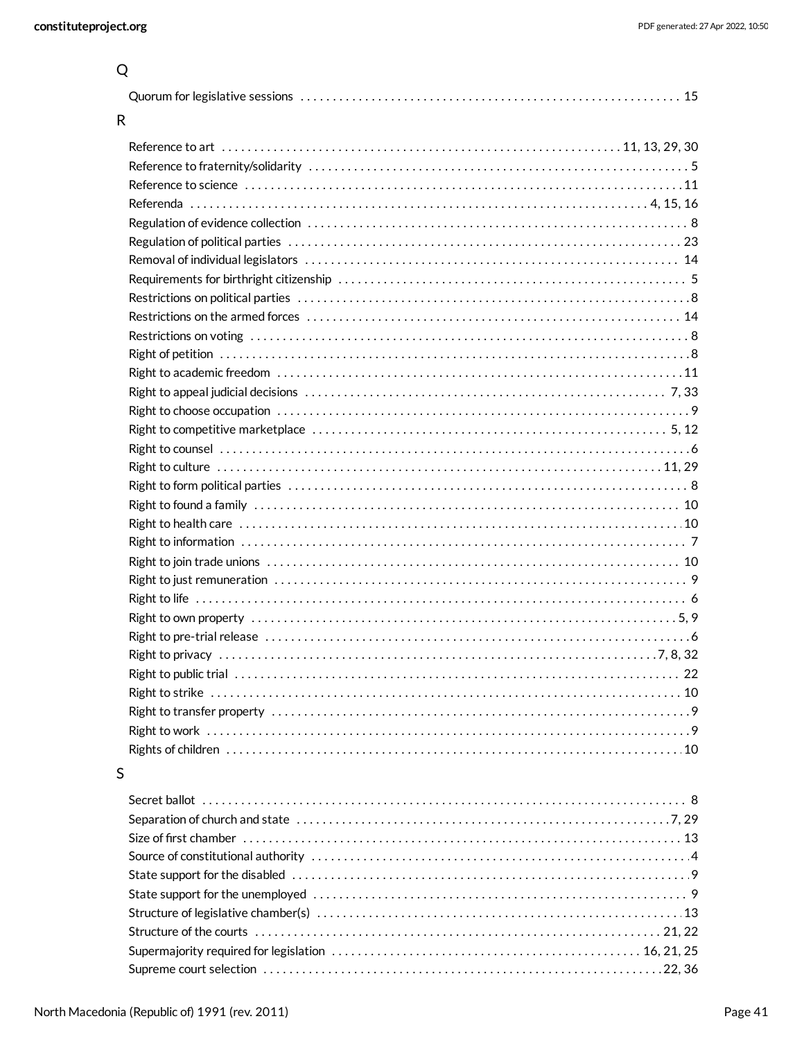## Q

Quorum for legislative sessions . . . . . . . . . . 15

## R

Reference to art . . . . . . . . . . 11, 13, 29, 30
Reference to fraternity/solidarity . . . . . . . . . . 5
Reference to science . . . . . . . . . . 11
Referenda . . . . . . . . . . 4, 15, 16
Regulation of evidence collection . . . . . . . . . . 8
Regulation of political parties . . . . . . . . . . 23
Removal of individual legislators . . . . . . . . . . 14
Requirements for birthright citizenship . . . . . . . . . . 5
Restrictions on political parties . . . . . . . . . . 8
Restrictions on the armed forces . . . . . . . . . . 14
Restrictions on voting . . . . . . . . . . 8
Right of petition . . . . . . . . . . 8
Right to academic freedom . . . . . . . . . . 11
Right to appeal judicial decisions . . . . . . . . . . 7, 33
Right to choose occupation . . . . . . . . . . 9
Right to competitive marketplace . . . . . . . . . . 5, 12
Right to counsel . . . . . . . . . . 6
Right to culture . . . . . . . . . . 11, 29
Right to form political parties . . . . . . . . . . 8
Right to found a family . . . . . . . . . . 10
Right to health care . . . . . . . . . . 10
Right to information . . . . . . . . . . 7
Right to join trade unions . . . . . . . . . . 10
Right to just remuneration . . . . . . . . . . 9
Right to life . . . . . . . . . . 6
Right to own property . . . . . . . . . . 5, 9
Right to pre-trial release . . . . . . . . . . 6
Right to privacy . . . . . . . . . . 7, 8, 32
Right to public trial . . . . . . . . . . 22
Right to strike . . . . . . . . . . 10
Right to transfer property . . . . . . . . . . 9
Right to work . . . . . . . . . . 9
Rights of children . . . . . . . . . . 10

## S

Secret ballot . . . . . . . . . . 8
Separation of church and state . . . . . . . . . . 7, 29
Size of first chamber . . . . . . . . . . 13
Source of constitutional authority . . . . . . . . . . 4
State support for the disabled . . . . . . . . . . 9
State support for the unemployed . . . . . . . . . . 9
Structure of legislative chamber(s) . . . . . . . . . . 13
Structure of the courts . . . . . . . . . . 21, 22
Supermajority required for legislation . . . . . . . . . . 16, 21, 25
Supreme court selection . . . . . . . . . . 22, 36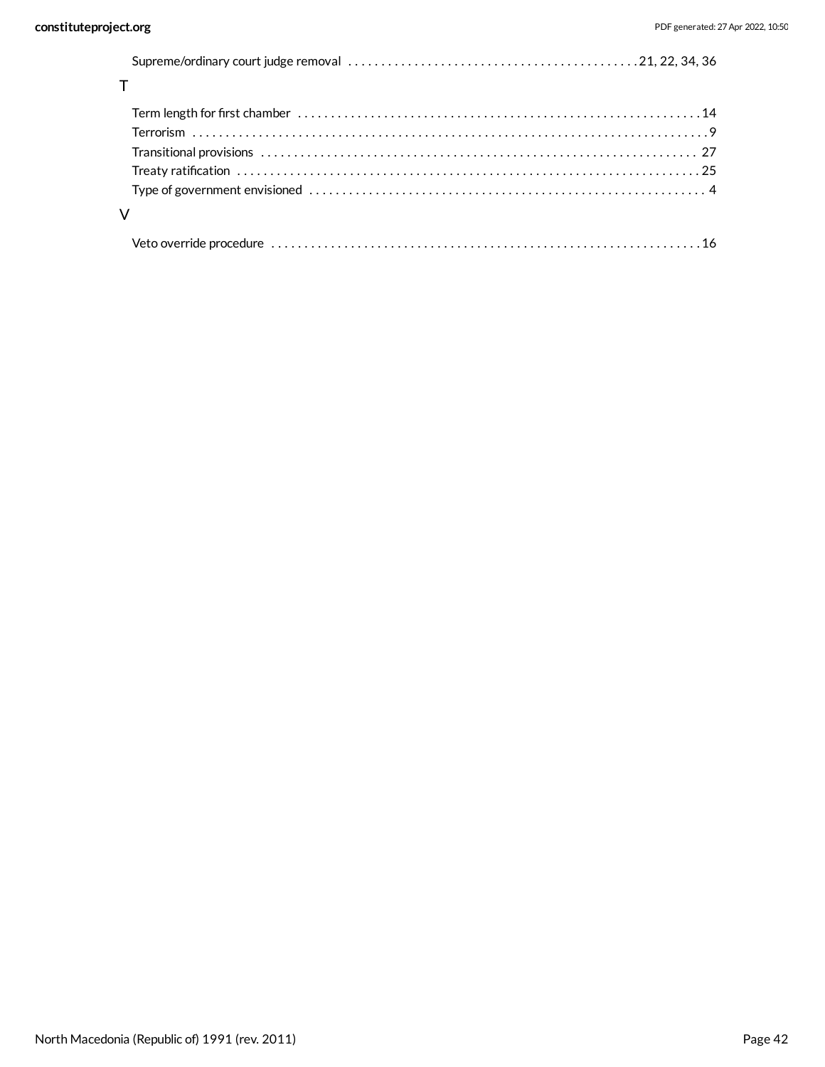Supreme/ordinary court judge removal . . . . . . . . . . . . . . . . . . . . . . . . . . . . . . . . . . . . . . . . . . . . 21, 22, 34, 36

## T

Term length for first chamber . . . . . . . . . . . . . . . . . . . . . . . . . . . . . . . . . . . . . . . . . . . . . . . . . . . . . . . . . . . . . 14
Terrorism . . . . . . . . . . . . . . . . . . . . . . . . . . . . . . . . . . . . . . . . . . . . . . . . . . . . . . . . . . . . . . . . . . . . . . . . . . . . . 9
Transitional provisions . . . . . . . . . . . . . . . . . . . . . . . . . . . . . . . . . . . . . . . . . . . . . . . . . . . . . . . . . . . . . . . . . . 27
Treaty ratification . . . . . . . . . . . . . . . . . . . . . . . . . . . . . . . . . . . . . . . . . . . . . . . . . . . . . . . . . . . . . . . . . . . . . . 25
Type of government envisioned . . . . . . . . . . . . . . . . . . . . . . . . . . . . . . . . . . . . . . . . . . . . . . . . . . . . . . . . . . . . 4

## V

Veto override procedure . . . . . . . . . . . . . . . . . . . . . . . . . . . . . . . . . . . . . . . . . . . . . . . . . . . . . . . . . . . . . . . . . 16